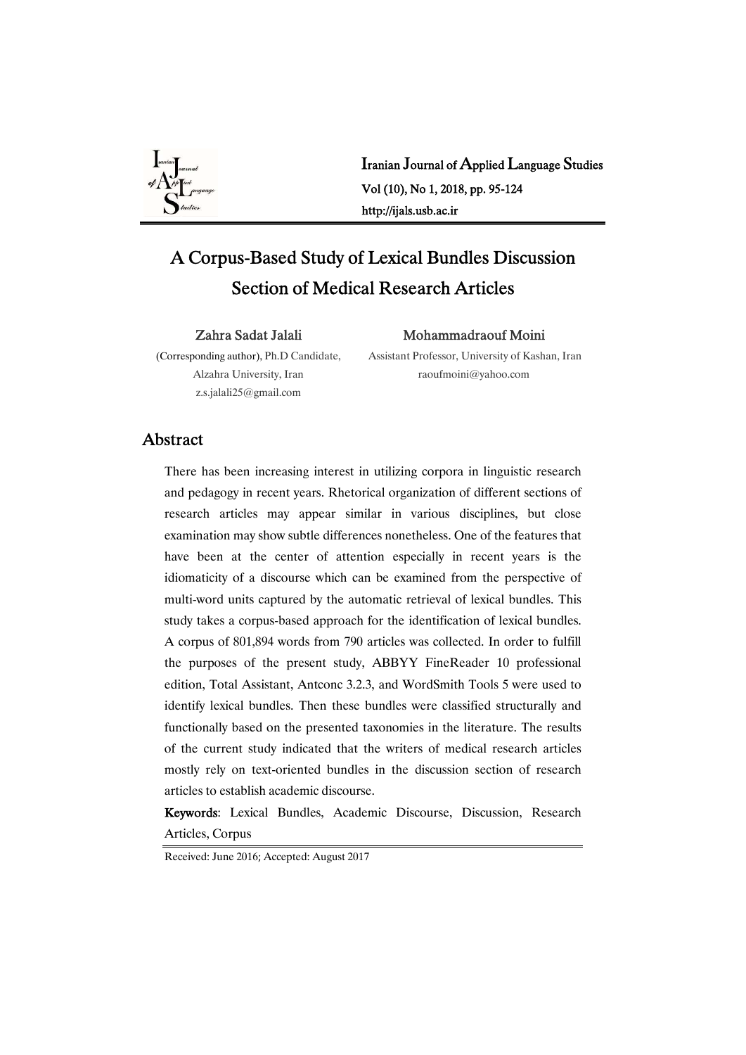# A Corpus-Based Study of Lexical Bundles Discussion Section of Medical Research Articles

**Zahra Sadat Jalali**
(Corresponding author), Ph.D Candidate,
Alzahra University, Iran
z.s.jalali25@gmail.com

**Mohammadraouf Moini**
Assistant Professor, University of Kashan, Iran
raoufmoini@yahoo.com

## Abstract

There has been increasing interest in utilizing corpora in linguistic research and pedagogy in recent years. Rhetorical organization of different sections of research articles may appear similar in various disciplines, but close examination may show subtle differences nonetheless. One of the features that have been at the center of attention especially in recent years is the idiomaticity of a discourse which can be examined from the perspective of multi-word units captured by the automatic retrieval of lexical bundles. This study takes a corpus-based approach for the identification of lexical bundles. A corpus of 801,894 words from 790 articles was collected. In order to fulfill the purposes of the present study, ABBYY FineReader 10 professional edition, Total Assistant, Antconc 3.2.3, and WordSmith Tools 5 were used to identify lexical bundles. Then these bundles were classified structurally and functionally based on the presented taxonomies in the literature. The results of the current study indicated that the writers of medical research articles mostly rely on text-oriented bundles in the discussion section of research articles to establish academic discourse.

**Keywords**: Lexical Bundles, Academic Discourse, Discussion, Research Articles, Corpus

Received: June 2016; Accepted: August 2017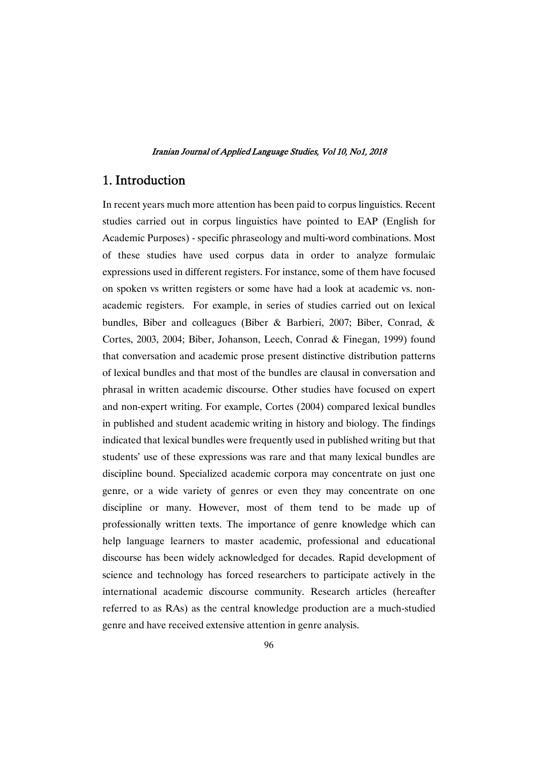## 1. Introduction

In recent years much more attention has been paid to corpus linguistics. Recent studies carried out in corpus linguistics have pointed to EAP (English for Academic Purposes) - specific phraseology and multi-word combinations. Most of these studies have used corpus data in order to analyze formulaic expressions used in different registers. For instance, some of them have focused on spoken vs written registers or some have had a look at academic vs. non-academic registers. For example, in series of studies carried out on lexical bundles, Biber and colleagues (Biber & Barbieri, 2007; Biber, Conrad, & Cortes, 2003, 2004; Biber, Johanson, Leech, Conrad & Finegan, 1999) found that conversation and academic prose present distinctive distribution patterns of lexical bundles and that most of the bundles are clausal in conversation and phrasal in written academic discourse. Other studies have focused on expert and non-expert writing. For example, Cortes (2004) compared lexical bundles in published and student academic writing in history and biology. The findings indicated that lexical bundles were frequently used in published writing but that students' use of these expressions was rare and that many lexical bundles are discipline bound. Specialized academic corpora may concentrate on just one genre, or a wide variety of genres or even they may concentrate on one discipline or many. However, most of them tend to be made up of professionally written texts. The importance of genre knowledge which can help language learners to master academic, professional and educational discourse has been widely acknowledged for decades. Rapid development of science and technology has forced researchers to participate actively in the international academic discourse community. Research articles (hereafter referred to as RAs) as the central knowledge production are a much-studied genre and have received extensive attention in genre analysis.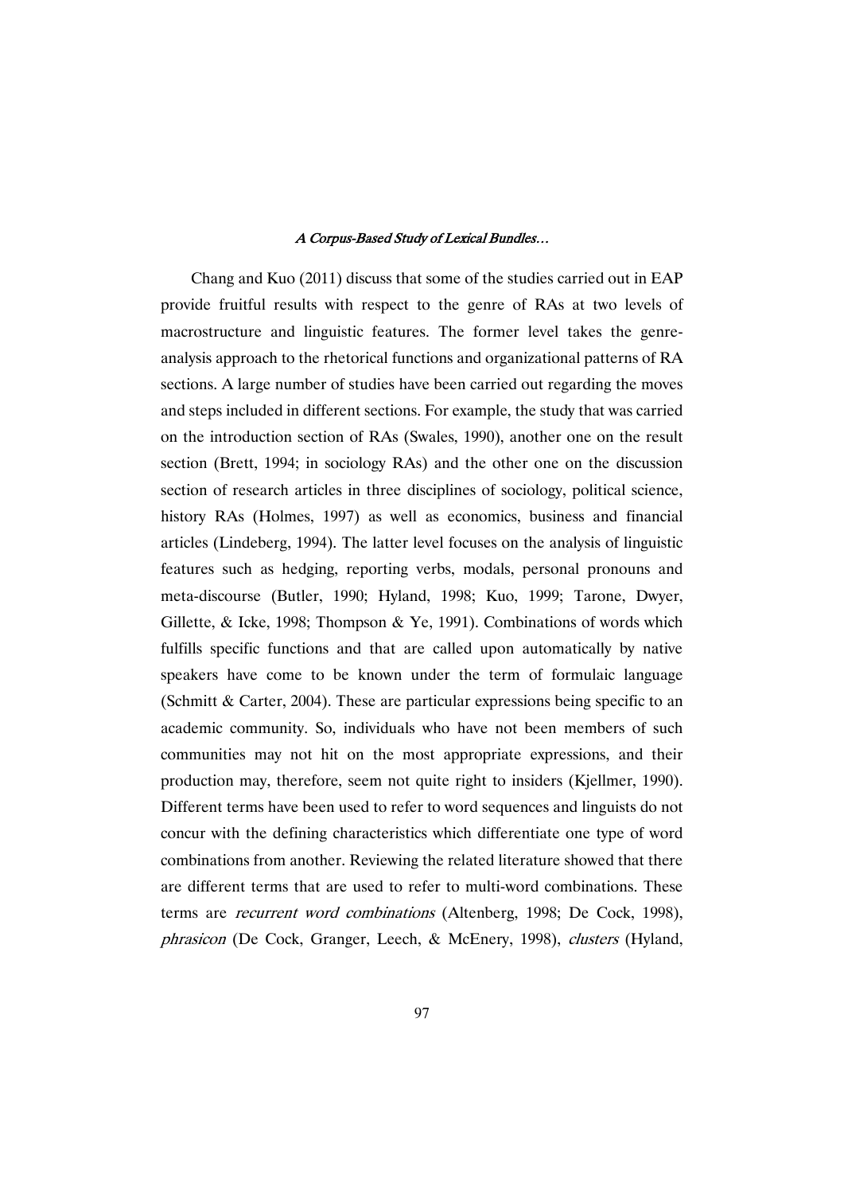Chang and Kuo (2011) discuss that some of the studies carried out in EAP provide fruitful results with respect to the genre of RAs at two levels of macrostructure and linguistic features. The former level takes the genre-analysis approach to the rhetorical functions and organizational patterns of RA sections. A large number of studies have been carried out regarding the moves and steps included in different sections. For example, the study that was carried on the introduction section of RAs (Swales, 1990), another one on the result section (Brett, 1994; in sociology RAs) and the other one on the discussion section of research articles in three disciplines of sociology, political science, history RAs (Holmes, 1997) as well as economics, business and financial articles (Lindeberg, 1994). The latter level focuses on the analysis of linguistic features such as hedging, reporting verbs, modals, personal pronouns and meta-discourse (Butler, 1990; Hyland, 1998; Kuo, 1999; Tarone, Dwyer, Gillette, & Icke, 1998; Thompson & Ye, 1991). Combinations of words which fulfills specific functions and that are called upon automatically by native speakers have come to be known under the term of formulaic language (Schmitt & Carter, 2004). These are particular expressions being specific to an academic community. So, individuals who have not been members of such communities may not hit on the most appropriate expressions, and their production may, therefore, seem not quite right to insiders (Kjellmer, 1990). Different terms have been used to refer to word sequences and linguists do not concur with the defining characteristics which differentiate one type of word combinations from another. Reviewing the related literature showed that there are different terms that are used to refer to multi-word combinations. These terms are *recurrent word combinations* (Altenberg, 1998; De Cock, 1998), *phrasicon* (De Cock, Granger, Leech, & McEnery, 1998), *clusters* (Hyland,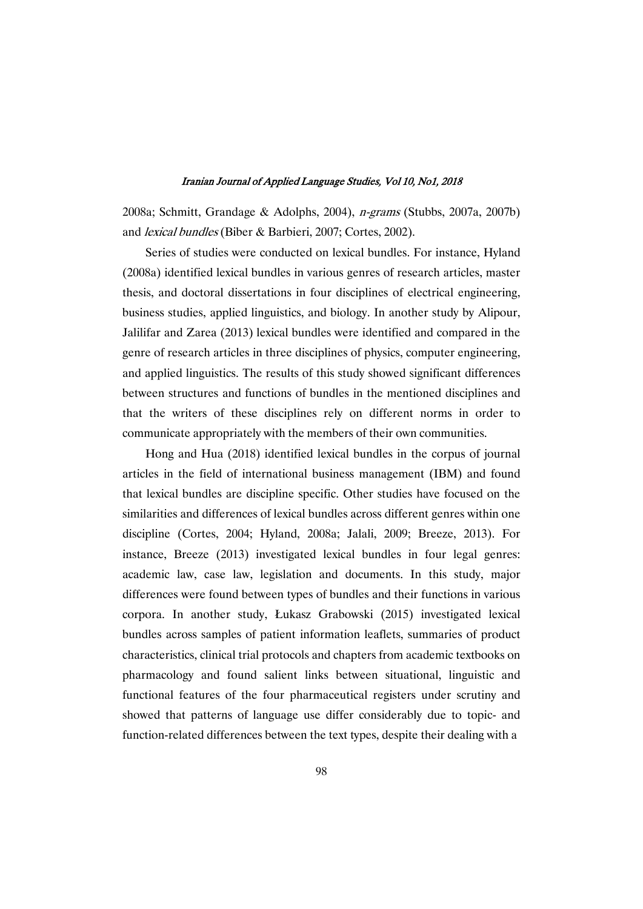2008a; Schmitt, Grandage & Adolphs, 2004), *n-grams* (Stubbs, 2007a, 2007b) and *lexical bundles* (Biber & Barbieri, 2007; Cortes, 2002).

Series of studies were conducted on lexical bundles. For instance, Hyland (2008a) identified lexical bundles in various genres of research articles, master thesis, and doctoral dissertations in four disciplines of electrical engineering, business studies, applied linguistics, and biology. In another study by Alipour, Jalilifar and Zarea (2013) lexical bundles were identified and compared in the genre of research articles in three disciplines of physics, computer engineering, and applied linguistics. The results of this study showed significant differences between structures and functions of bundles in the mentioned disciplines and that the writers of these disciplines rely on different norms in order to communicate appropriately with the members of their own communities.

Hong and Hua (2018) identified lexical bundles in the corpus of journal articles in the field of international business management (IBM) and found that lexical bundles are discipline specific. Other studies have focused on the similarities and differences of lexical bundles across different genres within one discipline (Cortes, 2004; Hyland, 2008a; Jalali, 2009; Breeze, 2013). For instance, Breeze (2013) investigated lexical bundles in four legal genres: academic law, case law, legislation and documents. In this study, major differences were found between types of bundles and their functions in various corpora. In another study, Łukasz Grabowski (2015) investigated lexical bundles across samples of patient information leaflets, summaries of product characteristics, clinical trial protocols and chapters from academic textbooks on pharmacology and found salient links between situational, linguistic and functional features of the four pharmaceutical registers under scrutiny and showed that patterns of language use differ considerably due to topic- and function-related differences between the text types, despite their dealing with a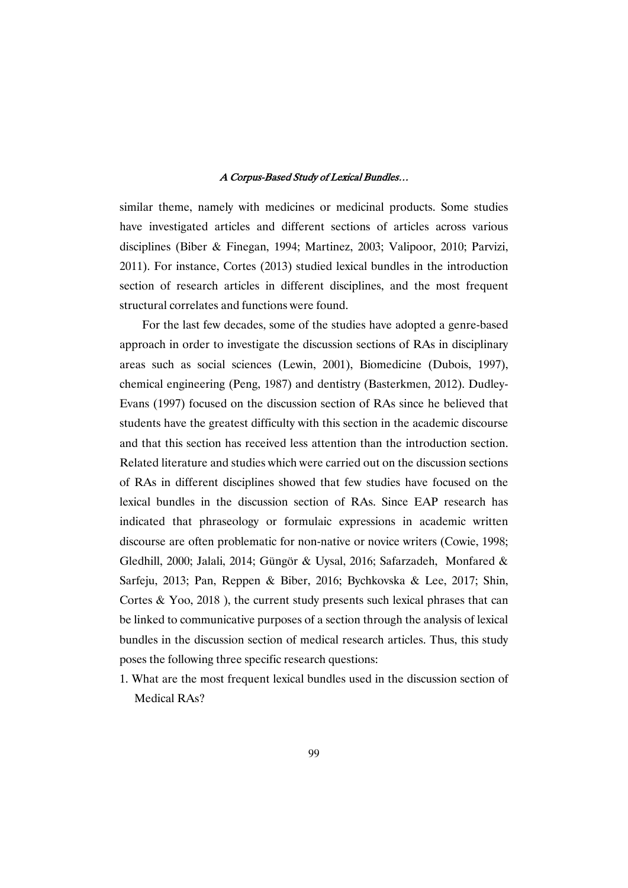similar theme, namely with medicines or medicinal products. Some studies have investigated articles and different sections of articles across various disciplines (Biber & Finegan, 1994; Martinez, 2003; Valipoor, 2010; Parvizi, 2011). For instance, Cortes (2013) studied lexical bundles in the introduction section of research articles in different disciplines, and the most frequent structural correlates and functions were found.

For the last few decades, some of the studies have adopted a genre-based approach in order to investigate the discussion sections of RAs in disciplinary areas such as social sciences (Lewin, 2001), Biomedicine (Dubois, 1997), chemical engineering (Peng, 1987) and dentistry (Basterkmen, 2012). Dudley-Evans (1997) focused on the discussion section of RAs since he believed that students have the greatest difficulty with this section in the academic discourse and that this section has received less attention than the introduction section. Related literature and studies which were carried out on the discussion sections of RAs in different disciplines showed that few studies have focused on the lexical bundles in the discussion section of RAs. Since EAP research has indicated that phraseology or formulaic expressions in academic written discourse are often problematic for non-native or novice writers (Cowie, 1998; Gledhill, 2000; Jalali, 2014; Güngör & Uysal, 2016; Safarzadeh, Monfared & Sarfeju, 2013; Pan, Reppen & Biber, 2016; Bychkovska & Lee, 2017; Shin, Cortes & Yoo, 2018 ), the current study presents such lexical phrases that can be linked to communicative purposes of a section through the analysis of lexical bundles in the discussion section of medical research articles. Thus, this study poses the following three specific research questions:

1. What are the most frequent lexical bundles used in the discussion section of Medical RAs?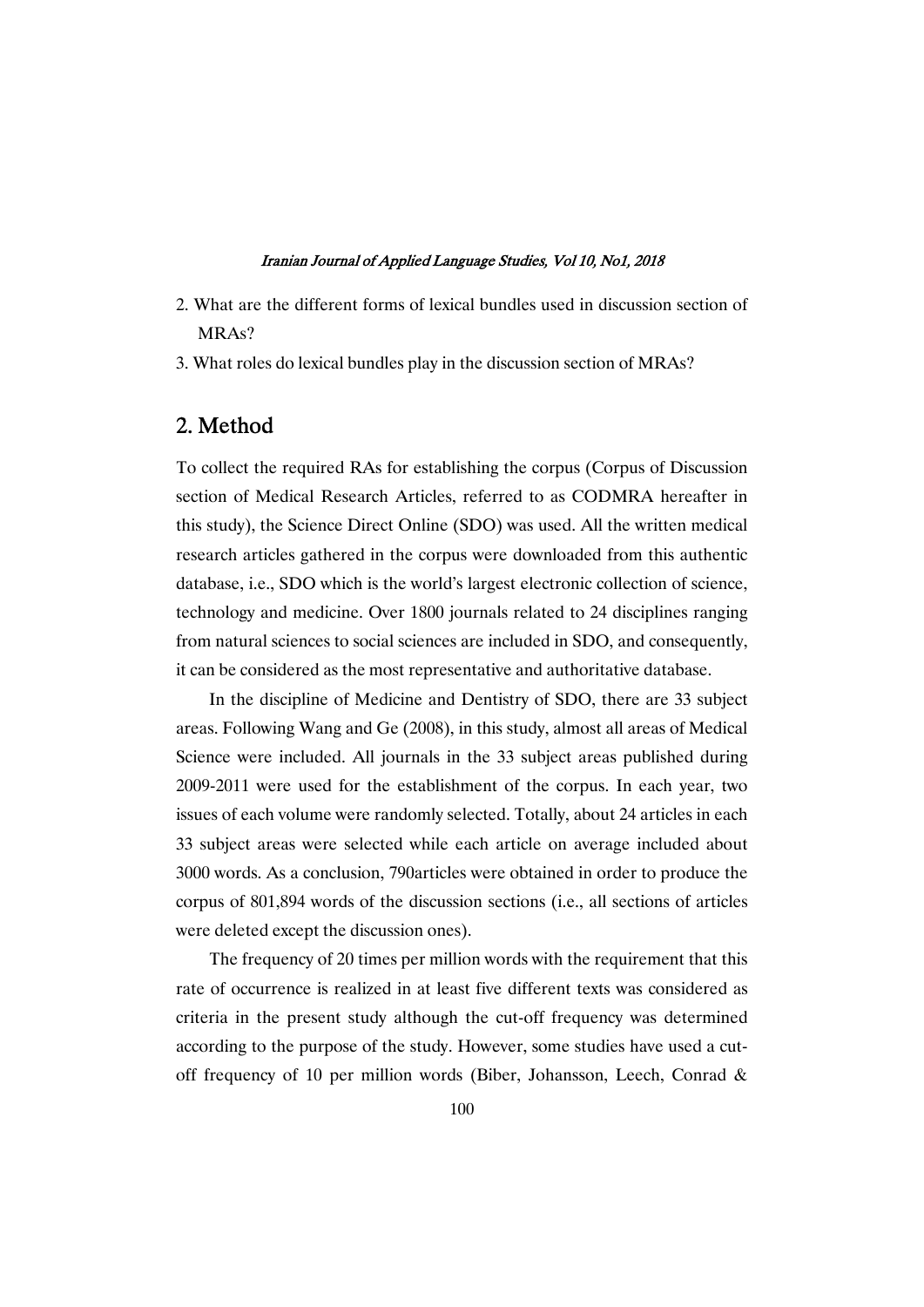2. What are the different forms of lexical bundles used in discussion section of MRAs?
3. What roles do lexical bundles play in the discussion section of MRAs?

## 2. Method

To collect the required RAs for establishing the corpus (Corpus of Discussion section of Medical Research Articles, referred to as CODMRA hereafter in this study), the Science Direct Online (SDO) was used. All the written medical research articles gathered in the corpus were downloaded from this authentic database, i.e., SDO which is the world's largest electronic collection of science, technology and medicine. Over 1800 journals related to 24 disciplines ranging from natural sciences to social sciences are included in SDO, and consequently, it can be considered as the most representative and authoritative database.

In the discipline of Medicine and Dentistry of SDO, there are 33 subject areas. Following Wang and Ge (2008), in this study, almost all areas of Medical Science were included. All journals in the 33 subject areas published during 2009-2011 were used for the establishment of the corpus. In each year, two issues of each volume were randomly selected. Totally, about 24 articles in each 33 subject areas were selected while each article on average included about 3000 words. As a conclusion, 790articles were obtained in order to produce the corpus of 801,894 words of the discussion sections (i.e., all sections of articles were deleted except the discussion ones).

The frequency of 20 times per million words with the requirement that this rate of occurrence is realized in at least five different texts was considered as criteria in the present study although the cut-off frequency was determined according to the purpose of the study. However, some studies have used a cut-off frequency of 10 per million words (Biber, Johansson, Leech, Conrad &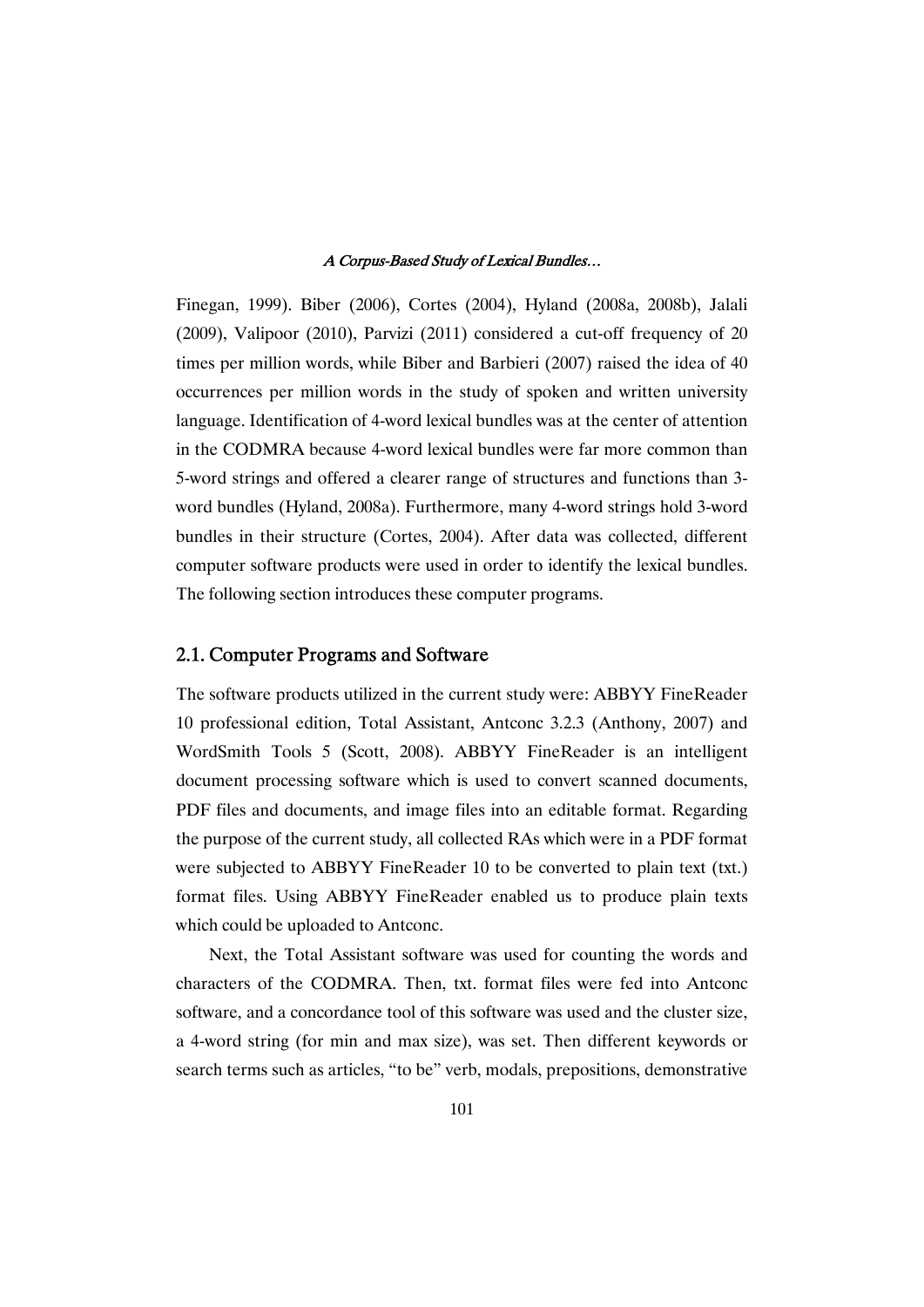Finegan, 1999). Biber (2006), Cortes (2004), Hyland (2008a, 2008b), Jalali (2009), Valipoor (2010), Parvizi (2011) considered a cut-off frequency of 20 times per million words, while Biber and Barbieri (2007) raised the idea of 40 occurrences per million words in the study of spoken and written university language. Identification of 4-word lexical bundles was at the center of attention in the CODMRA because 4-word lexical bundles were far more common than 5-word strings and offered a clearer range of structures and functions than 3-word bundles (Hyland, 2008a). Furthermore, many 4-word strings hold 3-word bundles in their structure (Cortes, 2004). After data was collected, different computer software products were used in order to identify the lexical bundles. The following section introduces these computer programs.

## 2.1. Computer Programs and Software

The software products utilized in the current study were: ABBYY FineReader 10 professional edition, Total Assistant, Antconc 3.2.3 (Anthony, 2007) and WordSmith Tools 5 (Scott, 2008). ABBYY FineReader is an intelligent document processing software which is used to convert scanned documents, PDF files and documents, and image files into an editable format. Regarding the purpose of the current study, all collected RAs which were in a PDF format were subjected to ABBYY FineReader 10 to be converted to plain text (txt.) format files. Using ABBYY FineReader enabled us to produce plain texts which could be uploaded to Antconc.

Next, the Total Assistant software was used for counting the words and characters of the CODMRA. Then, txt. format files were fed into Antconc software, and a concordance tool of this software was used and the cluster size, a 4-word string (for min and max size), was set. Then different keywords or search terms such as articles, "to be" verb, modals, prepositions, demonstrative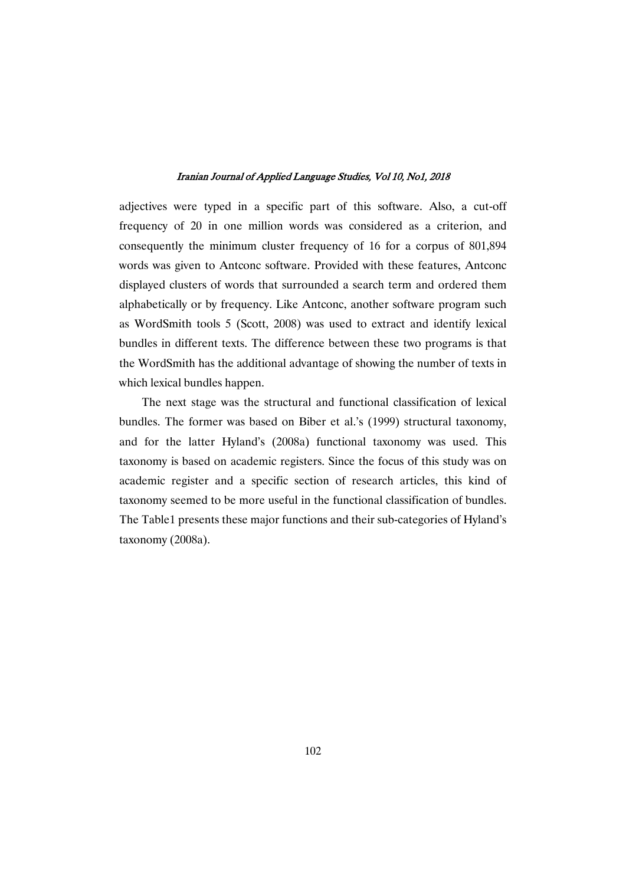adjectives were typed in a specific part of this software. Also, a cut-off frequency of 20 in one million words was considered as a criterion, and consequently the minimum cluster frequency of 16 for a corpus of 801,894 words was given to Antconc software. Provided with these features, Antconc displayed clusters of words that surrounded a search term and ordered them alphabetically or by frequency. Like Antconc, another software program such as WordSmith tools 5 (Scott, 2008) was used to extract and identify lexical bundles in different texts. The difference between these two programs is that the WordSmith has the additional advantage of showing the number of texts in which lexical bundles happen.

The next stage was the structural and functional classification of lexical bundles. The former was based on Biber et al.'s (1999) structural taxonomy, and for the latter Hyland's (2008a) functional taxonomy was used. This taxonomy is based on academic registers. Since the focus of this study was on academic register and a specific section of research articles, this kind of taxonomy seemed to be more useful in the functional classification of bundles. The Table1 presents these major functions and their sub-categories of Hyland's taxonomy (2008a).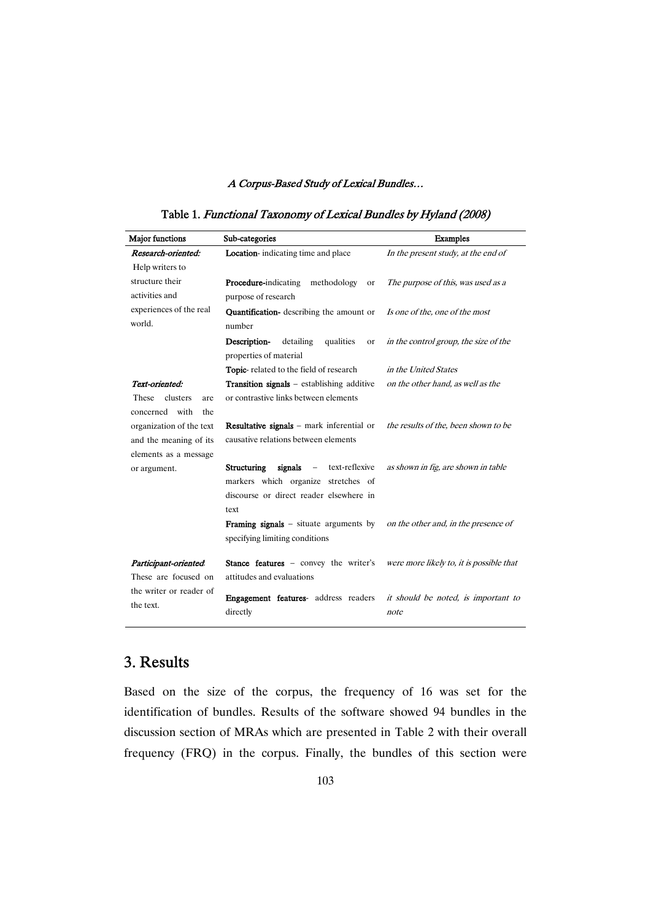Table 1. *Functional Taxonomy of Lexical Bundles by Hyland (2008)*

| Major functions | Sub-categories | Examples |
|---|---|---|
| *Research-oriented:* Help writers to structure their activities and experiences of the real world. | **Location**- indicating time and place | *In the present study, at the end of* |
| | **Procedure**-indicating methodology or purpose of research | *The purpose of this, was used as a* |
| | **Quantification**- describing the amount or number | *Is one of the, one of the most* |
| | **Description**- detailing qualities or properties of material | *in the control group, the size of the* |
| | **Topic**- related to the field of research | *in the United States* |
| *Text-oriented:* These clusters are concerned with the organization of the text and the meaning of its elements as a message or argument. | **Transition signals** – establishing additive or contrastive links between elements | *on the other hand, as well as the* |
| | **Resultative signals** – mark inferential or causative relations between elements | *the results of the, been shown to be* |
| | **Structuring signals** – text-reflexive markers which organize stretches of discourse or direct reader elsewhere in text | *as shown in fig, are shown in table* |
| | **Framing signals** – situate arguments by specifying limiting conditions | *on the other and, in the presence of* |
| *Participant-oriented:* These are focused on the writer or reader of the text. | **Stance features** – convey the writer's attitudes and evaluations | *were more likely to, it is possible that* |
| | **Engagement features**- address readers directly | *it should be noted, is important to note* |

## 3. Results

Based on the size of the corpus, the frequency of 16 was set for the identification of bundles. Results of the software showed 94 bundles in the discussion section of MRAs which are presented in Table 2 with their overall frequency (FRQ) in the corpus. Finally, the bundles of this section were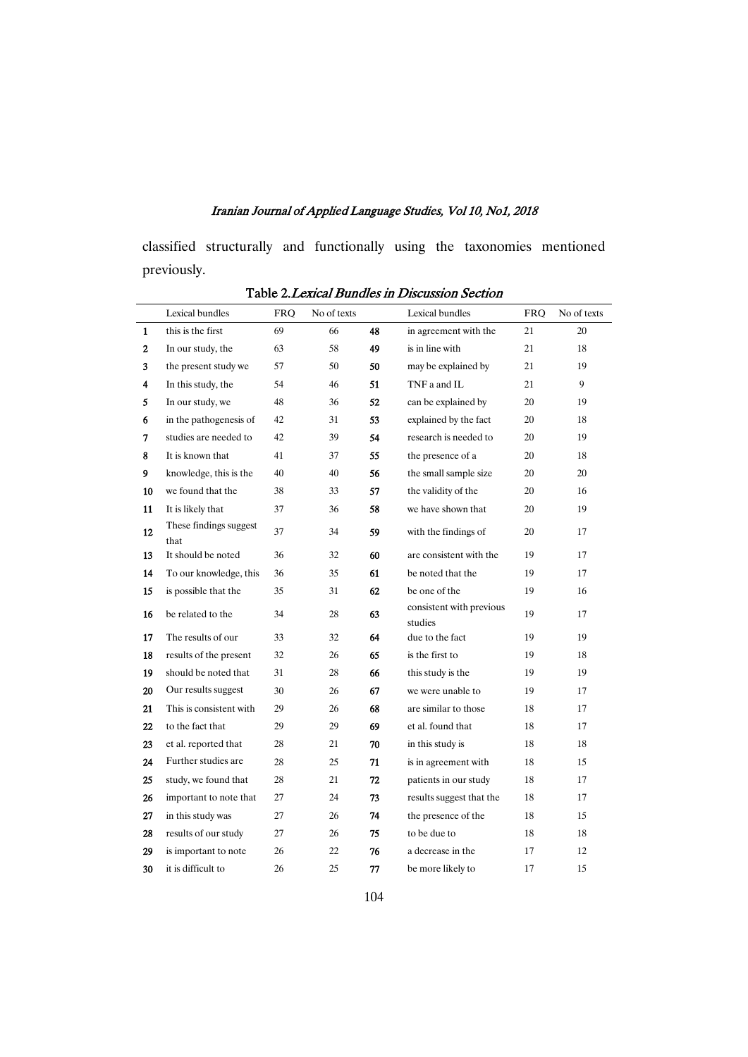classified structurally and functionally using the taxonomies mentioned previously.

**Table 2.** *Lexical Bundles in Discussion Section*

| | Lexical bundles | FRQ | No of texts | | Lexical bundles | FRQ | No of texts |
|---|---|---|---|---|---|---|---|
| 1 | this is the first | 69 | 66 | 48 | in agreement with the | 21 | 20 |
| 2 | In our study, the | 63 | 58 | 49 | is in line with | 21 | 18 |
| 3 | the present study we | 57 | 50 | 50 | may be explained by | 21 | 19 |
| 4 | In this study, the | 54 | 46 | 51 | TNF a and IL | 21 | 9 |
| 5 | In our study, we | 48 | 36 | 52 | can be explained by | 20 | 19 |
| 6 | in the pathogenesis of | 42 | 31 | 53 | explained by the fact | 20 | 18 |
| 7 | studies are needed to | 42 | 39 | 54 | research is needed to | 20 | 19 |
| 8 | It is known that | 41 | 37 | 55 | the presence of a | 20 | 18 |
| 9 | knowledge, this is the | 40 | 40 | 56 | the small sample size | 20 | 20 |
| 10 | we found that the | 38 | 33 | 57 | the validity of the | 20 | 16 |
| 11 | It is likely that | 37 | 36 | 58 | we have shown that | 20 | 19 |
| 12 | These findings suggest that | 37 | 34 | 59 | with the findings of | 20 | 17 |
| 13 | It should be noted | 36 | 32 | 60 | are consistent with the | 19 | 17 |
| 14 | To our knowledge, this | 36 | 35 | 61 | be noted that the | 19 | 17 |
| 15 | is possible that the | 35 | 31 | 62 | be one of the | 19 | 16 |
| 16 | be related to the | 34 | 28 | 63 | consistent with previous studies | 19 | 17 |
| 17 | The results of our | 33 | 32 | 64 | due to the fact | 19 | 19 |
| 18 | results of the present | 32 | 26 | 65 | is the first to | 19 | 18 |
| 19 | should be noted that | 31 | 28 | 66 | this study is the | 19 | 19 |
| 20 | Our results suggest | 30 | 26 | 67 | we were unable to | 19 | 17 |
| 21 | This is consistent with | 29 | 26 | 68 | are similar to those | 18 | 17 |
| 22 | to the fact that | 29 | 29 | 69 | et al. found that | 18 | 17 |
| 23 | et al. reported that | 28 | 21 | 70 | in this study is | 18 | 18 |
| 24 | Further studies are | 28 | 25 | 71 | is in agreement with | 18 | 15 |
| 25 | study, we found that | 28 | 21 | 72 | patients in our study | 18 | 17 |
| 26 | important to note that | 27 | 24 | 73 | results suggest that the | 18 | 17 |
| 27 | in this study was | 27 | 26 | 74 | the presence of the | 18 | 15 |
| 28 | results of our study | 27 | 26 | 75 | to be due to | 18 | 18 |
| 29 | is important to note | 26 | 22 | 76 | a decrease in the | 17 | 12 |
| 30 | it is difficult to | 26 | 25 | 77 | be more likely to | 17 | 15 |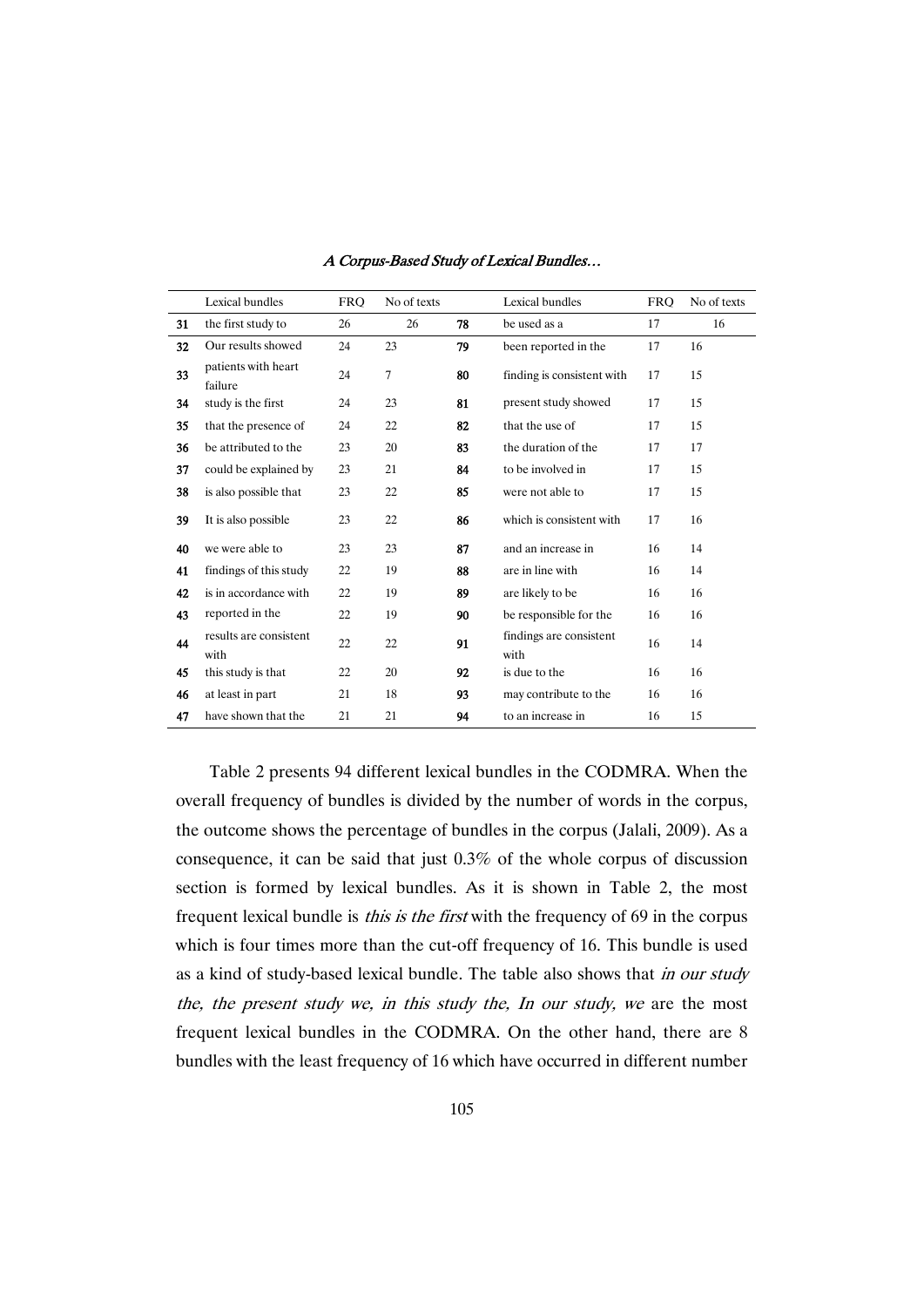|  | Lexical bundles | FRQ | No of texts |  | Lexical bundles | FRQ | No of texts |
|---|---|---|---|---|---|---|---|
| 31 | the first study to | 26 | 26 | 78 | be used as a | 17 | 16 |
| 32 | Our results showed | 24 | 23 | 79 | been reported in the | 17 | 16 |
| 33 | patients with heart failure | 24 | 7 | 80 | finding is consistent with | 17 | 15 |
| 34 | study is the first | 24 | 23 | 81 | present study showed | 17 | 15 |
| 35 | that the presence of | 24 | 22 | 82 | that the use of | 17 | 15 |
| 36 | be attributed to the | 23 | 20 | 83 | the duration of the | 17 | 17 |
| 37 | could be explained by | 23 | 21 | 84 | to be involved in | 17 | 15 |
| 38 | is also possible that | 23 | 22 | 85 | were not able to | 17 | 15 |
| 39 | It is also possible | 23 | 22 | 86 | which is consistent with | 17 | 16 |
| 40 | we were able to | 23 | 23 | 87 | and an increase in | 16 | 14 |
| 41 | findings of this study | 22 | 19 | 88 | are in line with | 16 | 14 |
| 42 | is in accordance with | 22 | 19 | 89 | are likely to be | 16 | 16 |
| 43 | reported in the | 22 | 19 | 90 | be responsible for the | 16 | 16 |
| 44 | results are consistent with | 22 | 22 | 91 | findings are consistent with | 16 | 14 |
| 45 | this study is that | 22 | 20 | 92 | is due to the | 16 | 16 |
| 46 | at least in part | 21 | 18 | 93 | may contribute to the | 16 | 16 |
| 47 | have shown that the | 21 | 21 | 94 | to an increase in | 16 | 15 |

Table 2 presents 94 different lexical bundles in the CODMRA. When the overall frequency of bundles is divided by the number of words in the corpus, the outcome shows the percentage of bundles in the corpus (Jalali, 2009). As a consequence, it can be said that just 0.3% of the whole corpus of discussion section is formed by lexical bundles. As it is shown in Table 2, the most frequent lexical bundle is *this is the first* with the frequency of 69 in the corpus which is four times more than the cut-off frequency of 16. This bundle is used as a kind of study-based lexical bundle. The table also shows that *in our study the, the present study we, in this study the, In our study, we* are the most frequent lexical bundles in the CODMRA. On the other hand, there are 8 bundles with the least frequency of 16 which have occurred in different number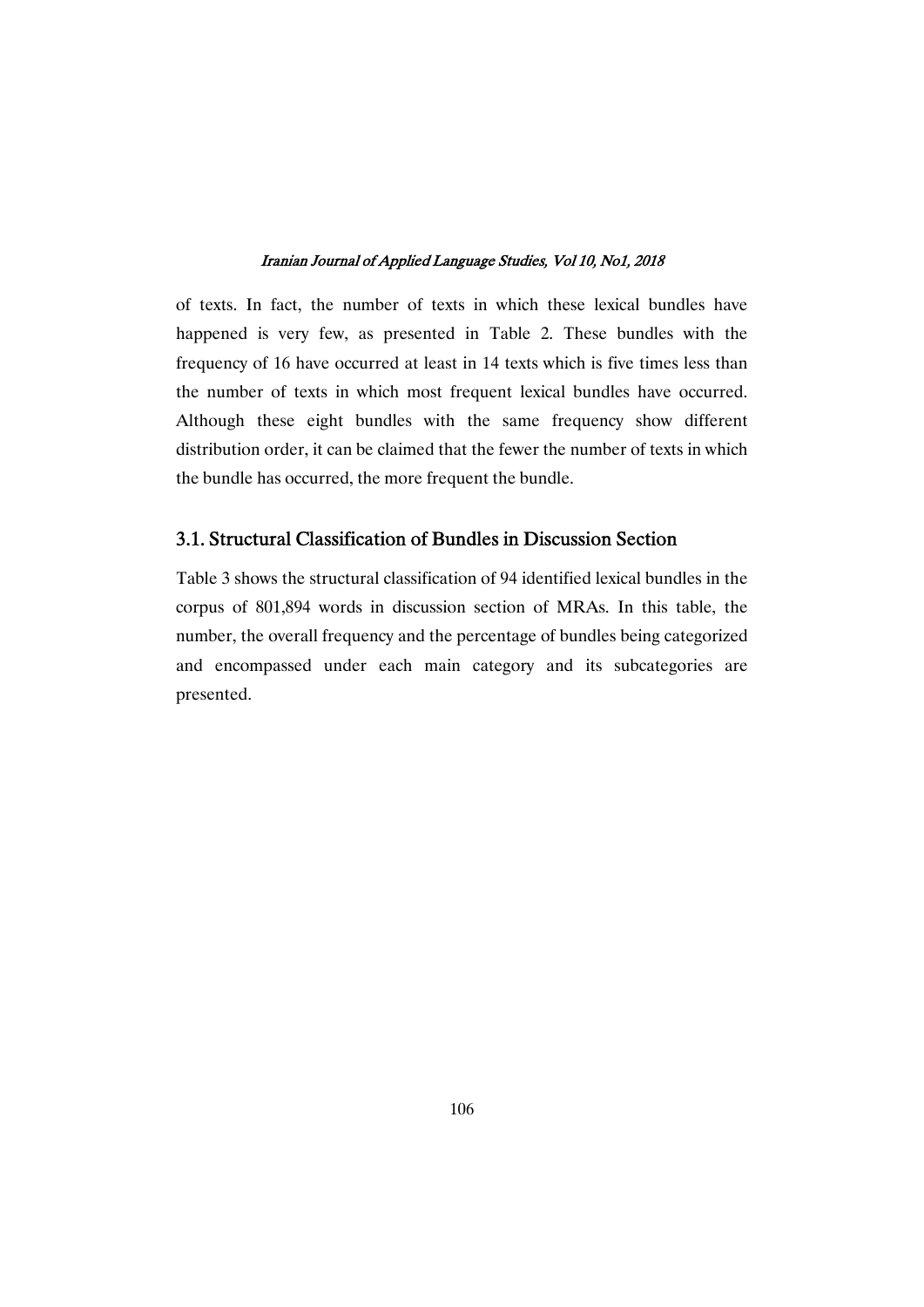of texts. In fact, the number of texts in which these lexical bundles have happened is very few, as presented in Table 2. These bundles with the frequency of 16 have occurred at least in 14 texts which is five times less than the number of texts in which most frequent lexical bundles have occurred. Although these eight bundles with the same frequency show different distribution order, it can be claimed that the fewer the number of texts in which the bundle has occurred, the more frequent the bundle.

## 3.1. Structural Classification of Bundles in Discussion Section

Table 3 shows the structural classification of 94 identified lexical bundles in the corpus of 801,894 words in discussion section of MRAs. In this table, the number, the overall frequency and the percentage of bundles being categorized and encompassed under each main category and its subcategories are presented.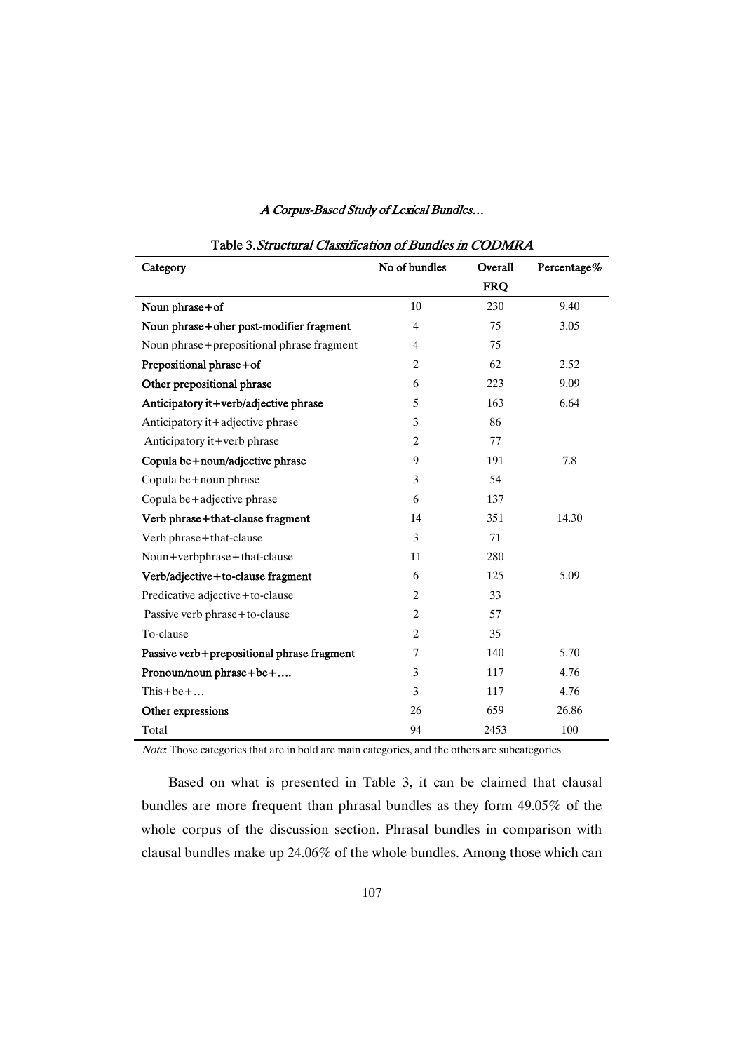Table 3. *Structural Classification of Bundles in CODMRA*

| Category | No of bundles | Overall FRQ | Percentage% |
|---|---|---|---|
| **Noun phrase+of** | 10 | 230 | 9.40 |
| **Noun phrase+oher post-modifier fragment** | 4 | 75 | 3.05 |
| Noun phrase+prepositional phrase fragment | 4 | 75 | |
| **Prepositional phrase+of** | 2 | 62 | 2.52 |
| **Other prepositional phrase** | 6 | 223 | 9.09 |
| **Anticipatory it+verb/adjective phrase** | 5 | 163 | 6.64 |
| Anticipatory it+adjective phrase | 3 | 86 | |
| Anticipatory it+verb phrase | 2 | 77 | |
| **Copula be+noun/adjective phrase** | 9 | 191 | 7.8 |
| Copula be+noun phrase | 3 | 54 | |
| Copula be+adjective phrase | 6 | 137 | |
| **Verb phrase+that-clause fragment** | 14 | 351 | 14.30 |
| Verb phrase+that-clause | 3 | 71 | |
| Noun+verbphrase+that-clause | 11 | 280 | |
| **Verb/adjective+to-clause fragment** | 6 | 125 | 5.09 |
| Predicative adjective+to-clause | 2 | 33 | |
| Passive verb phrase+to-clause | 2 | 57 | |
| To-clause | 2 | 35 | |
| **Passive verb+prepositional phrase fragment** | 7 | 140 | 5.70 |
| **Pronoun/noun phrase+be+….** | 3 | 117 | 4.76 |
| This+be+… | 3 | 117 | 4.76 |
| **Other expressions** | 26 | 659 | 26.86 |
| Total | 94 | 2453 | 100 |

*Note*: Those categories that are in bold are main categories, and the others are subcategories

Based on what is presented in Table 3, it can be claimed that clausal bundles are more frequent than phrasal bundles as they form 49.05% of the whole corpus of the discussion section. Phrasal bundles in comparison with clausal bundles make up 24.06% of the whole bundles. Among those which can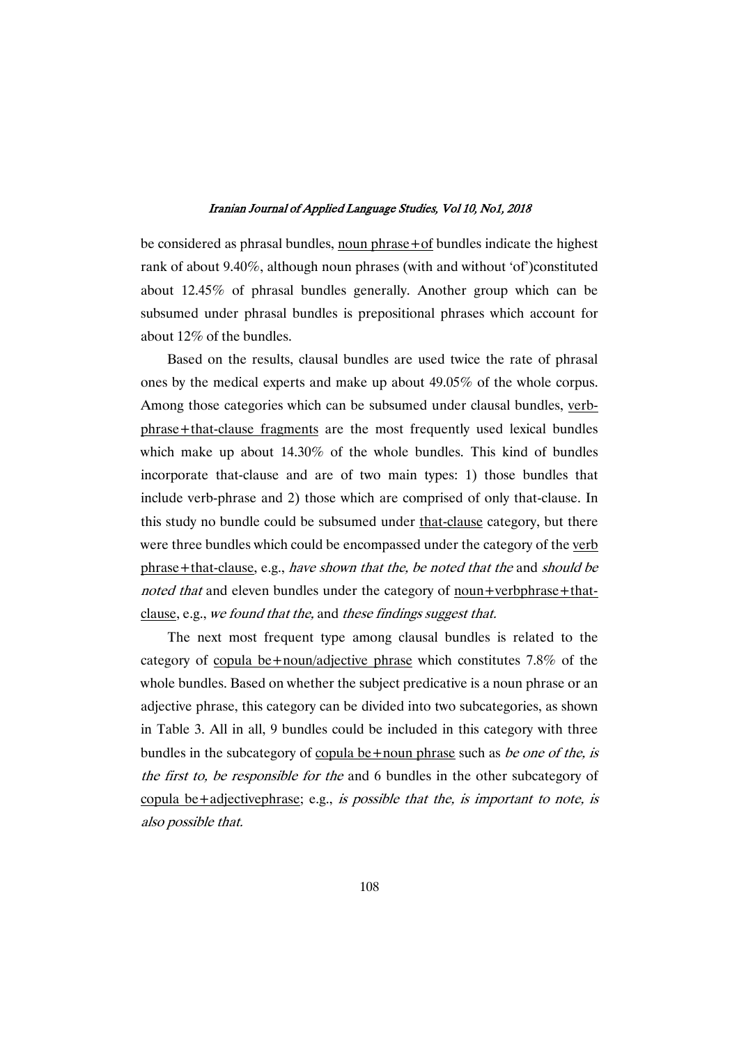be considered as phrasal bundles, noun phrase+of bundles indicate the highest rank of about 9.40%, although noun phrases (with and without 'of')constituted about 12.45% of phrasal bundles generally. Another group which can be subsumed under phrasal bundles is prepositional phrases which account for about 12% of the bundles.

Based on the results, clausal bundles are used twice the rate of phrasal ones by the medical experts and make up about 49.05% of the whole corpus. Among those categories which can be subsumed under clausal bundles, verb-phrase+that-clause fragments are the most frequently used lexical bundles which make up about 14.30% of the whole bundles. This kind of bundles incorporate that-clause and are of two main types: 1) those bundles that include verb-phrase and 2) those which are comprised of only that-clause. In this study no bundle could be subsumed under that-clause category, but there were three bundles which could be encompassed under the category of the verb phrase+that-clause, e.g., *have shown that the, be noted that the* and *should be noted that* and eleven bundles under the category of noun+verbphrase+that-clause, e.g., *we found that the,* and *these findings suggest that.*

The next most frequent type among clausal bundles is related to the category of copula be+noun/adjective phrase which constitutes 7.8% of the whole bundles. Based on whether the subject predicative is a noun phrase or an adjective phrase, this category can be divided into two subcategories, as shown in Table 3. All in all, 9 bundles could be included in this category with three bundles in the subcategory of copula be+noun phrase such as *be one of the, is the first to, be responsible for the* and 6 bundles in the other subcategory of copula be+adjectivephrase; e.g., *is possible that the, is important to note, is also possible that.*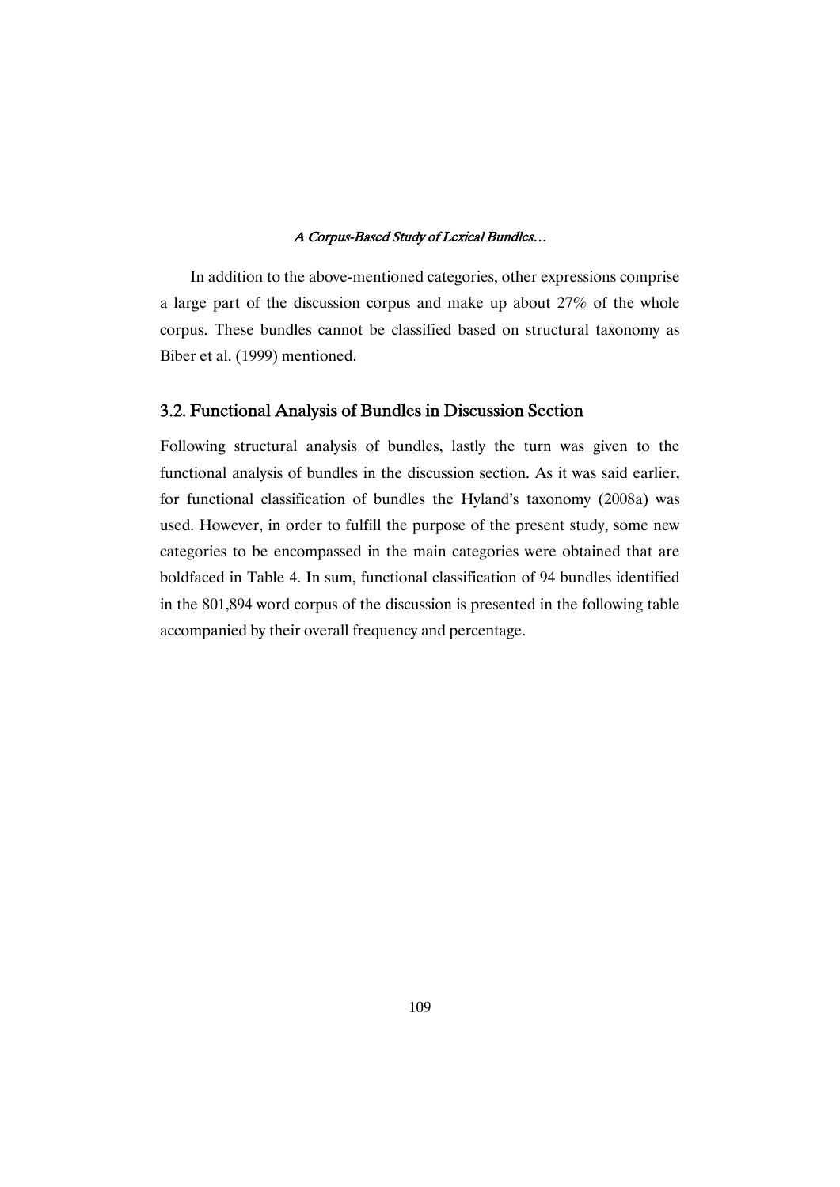In addition to the above-mentioned categories, other expressions comprise a large part of the discussion corpus and make up about 27% of the whole corpus. These bundles cannot be classified based on structural taxonomy as Biber et al. (1999) mentioned.

### 3.2. Functional Analysis of Bundles in Discussion Section

Following structural analysis of bundles, lastly the turn was given to the functional analysis of bundles in the discussion section. As it was said earlier, for functional classification of bundles the Hyland's taxonomy (2008a) was used. However, in order to fulfill the purpose of the present study, some new categories to be encompassed in the main categories were obtained that are boldfaced in Table 4. In sum, functional classification of 94 bundles identified in the 801,894 word corpus of the discussion is presented in the following table accompanied by their overall frequency and percentage.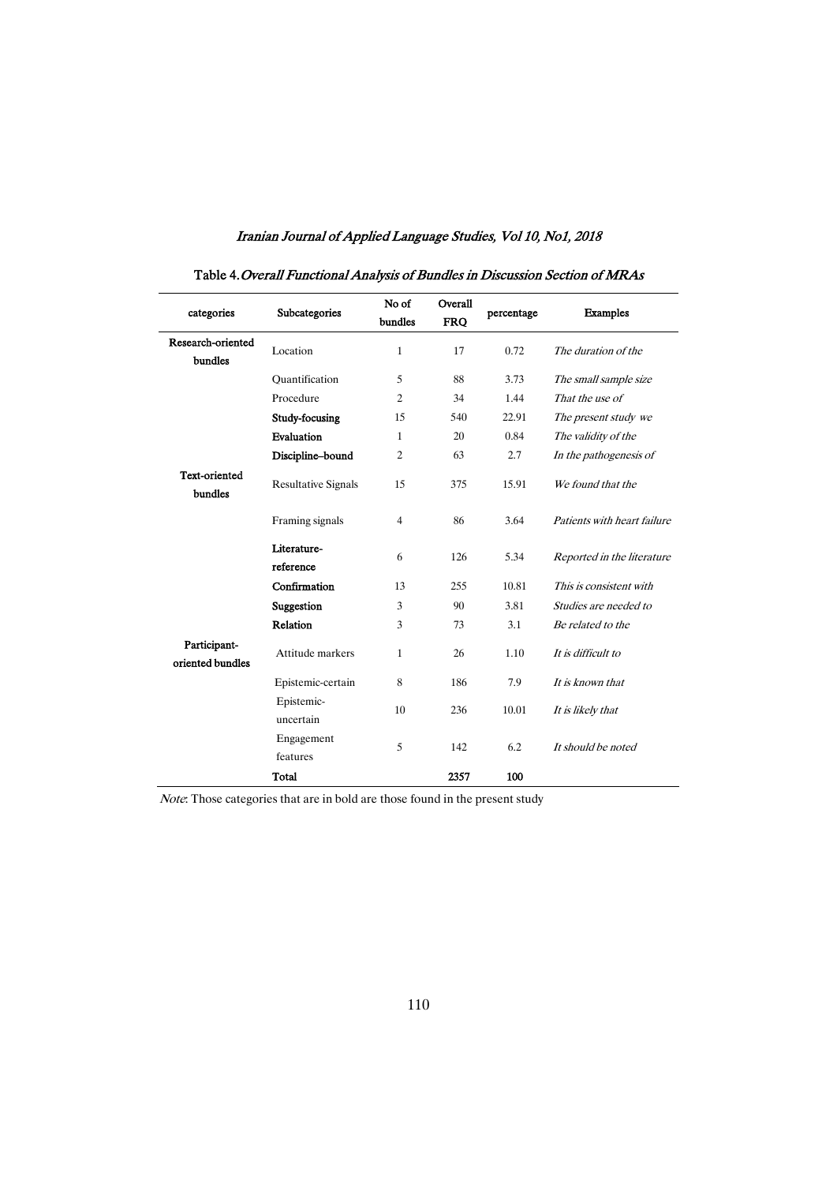Table 4. *Overall Functional Analysis of Bundles in Discussion Section of MRAs*

| categories | Subcategories | No of bundles | Overall FRQ | percentage | Examples |
|---|---|---|---|---|---|
| **Research-oriented bundles** | Location | 1 | 17 | 0.72 | *The duration of the* |
| | Quantification | 5 | 88 | 3.73 | *The small sample size* |
| | Procedure | 2 | 34 | 1.44 | *That the use of* |
| | **Study-focusing** | 15 | 540 | 22.91 | *The present study we* |
| | **Evaluation** | 1 | 20 | 0.84 | *The validity of the* |
| | **Discipline–bound** | 2 | 63 | 2.7 | *In the pathogenesis of* |
| **Text-oriented bundles** | Resultative Signals | 15 | 375 | 15.91 | *We found that the* |
| | Framing signals | 4 | 86 | 3.64 | *Patients with heart failure* |
| | **Literature-reference** | 6 | 126 | 5.34 | *Reported in the literature* |
| | **Confirmation** | 13 | 255 | 10.81 | *This is consistent with* |
| | **Suggestion** | 3 | 90 | 3.81 | *Studies are needed to* |
| | **Relation** | 3 | 73 | 3.1 | *Be related to the* |
| **Participant-oriented bundles** | Attitude markers | 1 | 26 | 1.10 | *It is difficult to* |
| | Epistemic-certain | 8 | 186 | 7.9 | *It is known that* |
| | Epistemic-uncertain | 10 | 236 | 10.01 | *It is likely that* |
| | Engagement features | 5 | 142 | 6.2 | *It should be noted* |
| | **Total** | | **2357** | **100** | |

*Note*: Those categories that are in bold are those found in the present study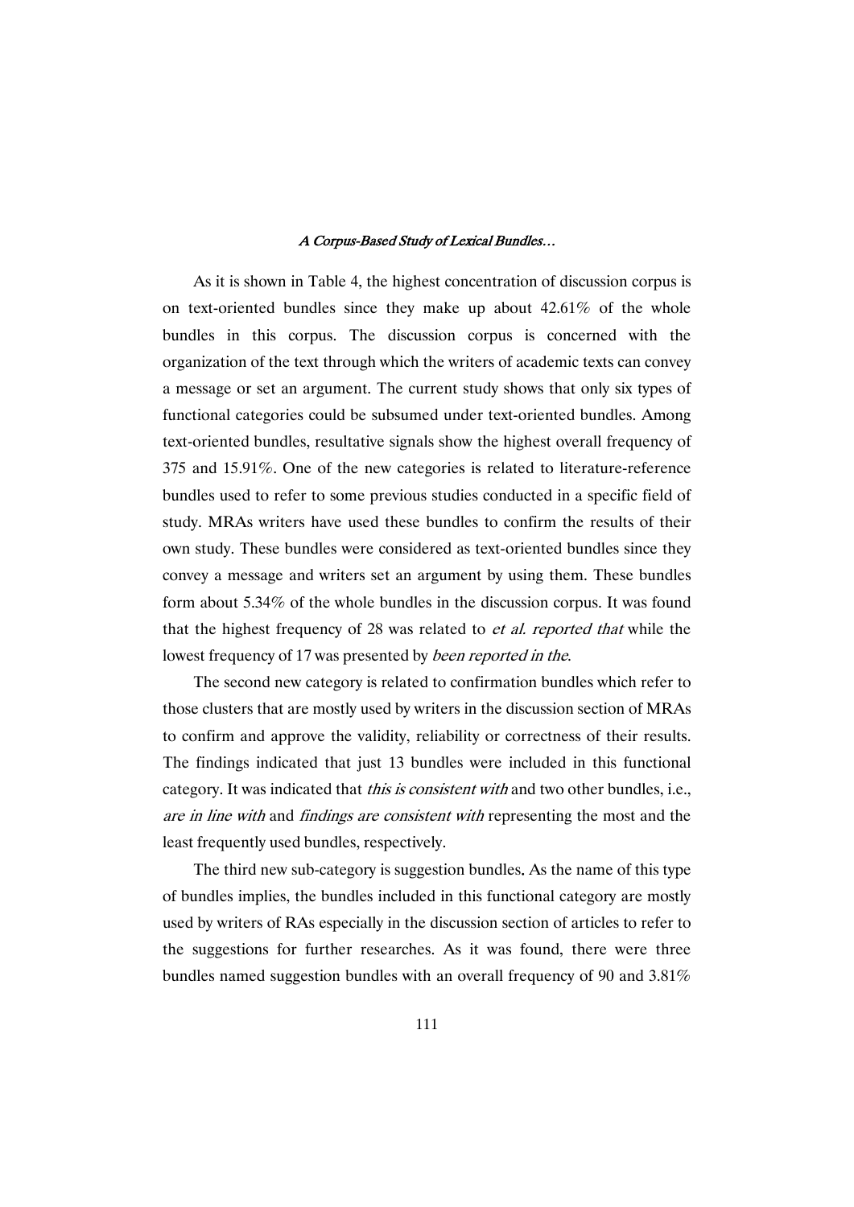As it is shown in Table 4, the highest concentration of discussion corpus is on text-oriented bundles since they make up about 42.61% of the whole bundles in this corpus. The discussion corpus is concerned with the organization of the text through which the writers of academic texts can convey a message or set an argument. The current study shows that only six types of functional categories could be subsumed under text-oriented bundles. Among text-oriented bundles, resultative signals show the highest overall frequency of 375 and 15.91%. One of the new categories is related to literature-reference bundles used to refer to some previous studies conducted in a specific field of study. MRAs writers have used these bundles to confirm the results of their own study. These bundles were considered as text-oriented bundles since they convey a message and writers set an argument by using them. These bundles form about 5.34% of the whole bundles in the discussion corpus. It was found that the highest frequency of 28 was related to *et al. reported that* while the lowest frequency of 17 was presented by *been reported in the*.

The second new category is related to confirmation bundles which refer to those clusters that are mostly used by writers in the discussion section of MRAs to confirm and approve the validity, reliability or correctness of their results. The findings indicated that just 13 bundles were included in this functional category. It was indicated that *this is consistent with* and two other bundles, i.e., *are in line with* and *findings are consistent with* representing the most and the least frequently used bundles, respectively.

The third new sub-category is suggestion bundles. As the name of this type of bundles implies, the bundles included in this functional category are mostly used by writers of RAs especially in the discussion section of articles to refer to the suggestions for further researches. As it was found, there were three bundles named suggestion bundles with an overall frequency of 90 and 3.81%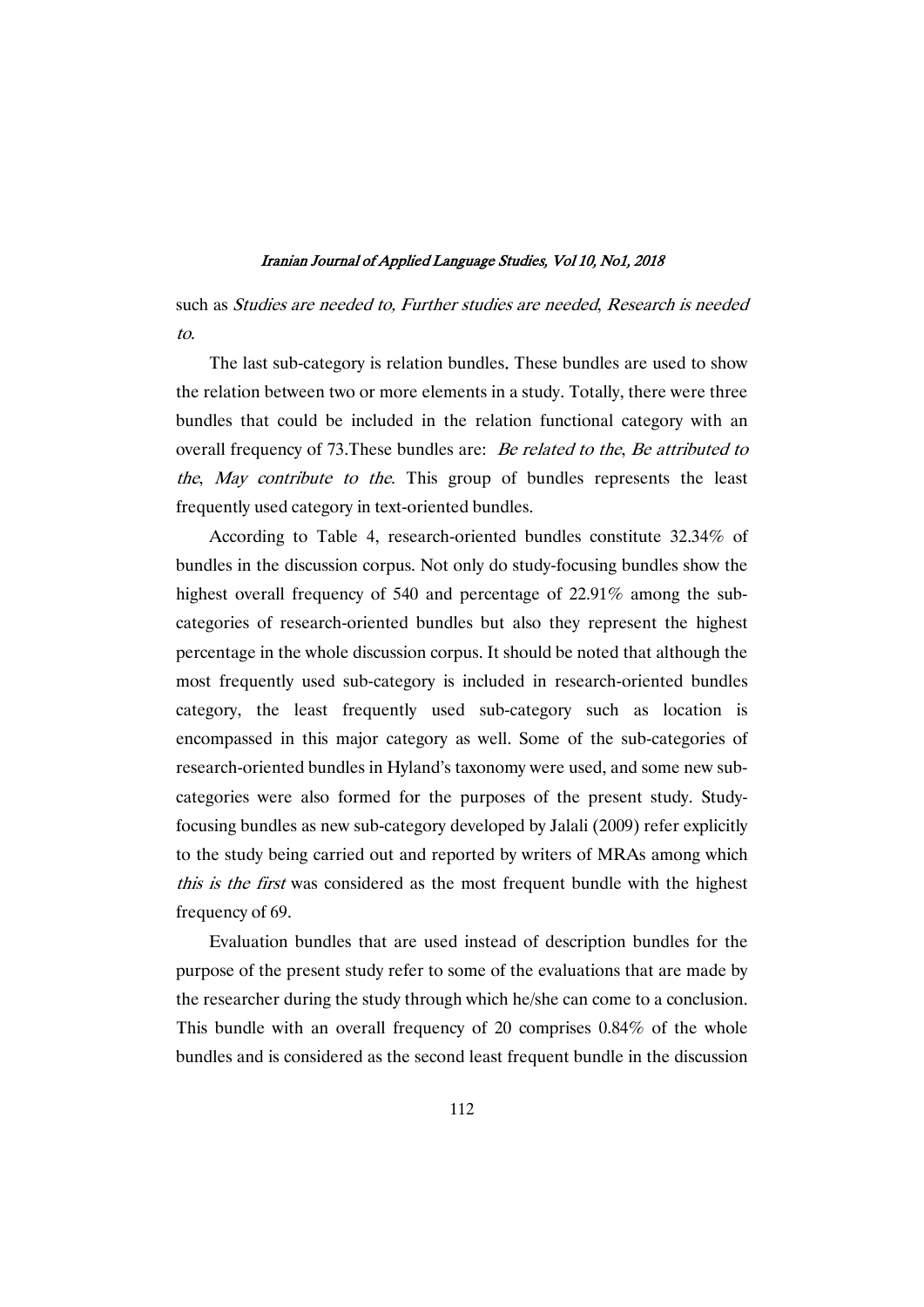such as *Studies are needed to, Further studies are needed, Research is needed to.*

The last sub-category is relation bundles. These bundles are used to show the relation between two or more elements in a study. Totally, there were three bundles that could be included in the relation functional category with an overall frequency of 73.These bundles are: *Be related to the*, *Be attributed to the*, *May contribute to the*. This group of bundles represents the least frequently used category in text-oriented bundles.

According to Table 4, research-oriented bundles constitute 32.34% of bundles in the discussion corpus. Not only do study-focusing bundles show the highest overall frequency of 540 and percentage of 22.91% among the sub-categories of research-oriented bundles but also they represent the highest percentage in the whole discussion corpus. It should be noted that although the most frequently used sub-category is included in research-oriented bundles category, the least frequently used sub-category such as location is encompassed in this major category as well. Some of the sub-categories of research-oriented bundles in Hyland's taxonomy were used, and some new sub-categories were also formed for the purposes of the present study. Study-focusing bundles as new sub-category developed by Jalali (2009) refer explicitly to the study being carried out and reported by writers of MRAs among which *this is the first* was considered as the most frequent bundle with the highest frequency of 69.

Evaluation bundles that are used instead of description bundles for the purpose of the present study refer to some of the evaluations that are made by the researcher during the study through which he/she can come to a conclusion. This bundle with an overall frequency of 20 comprises 0.84% of the whole bundles and is considered as the second least frequent bundle in the discussion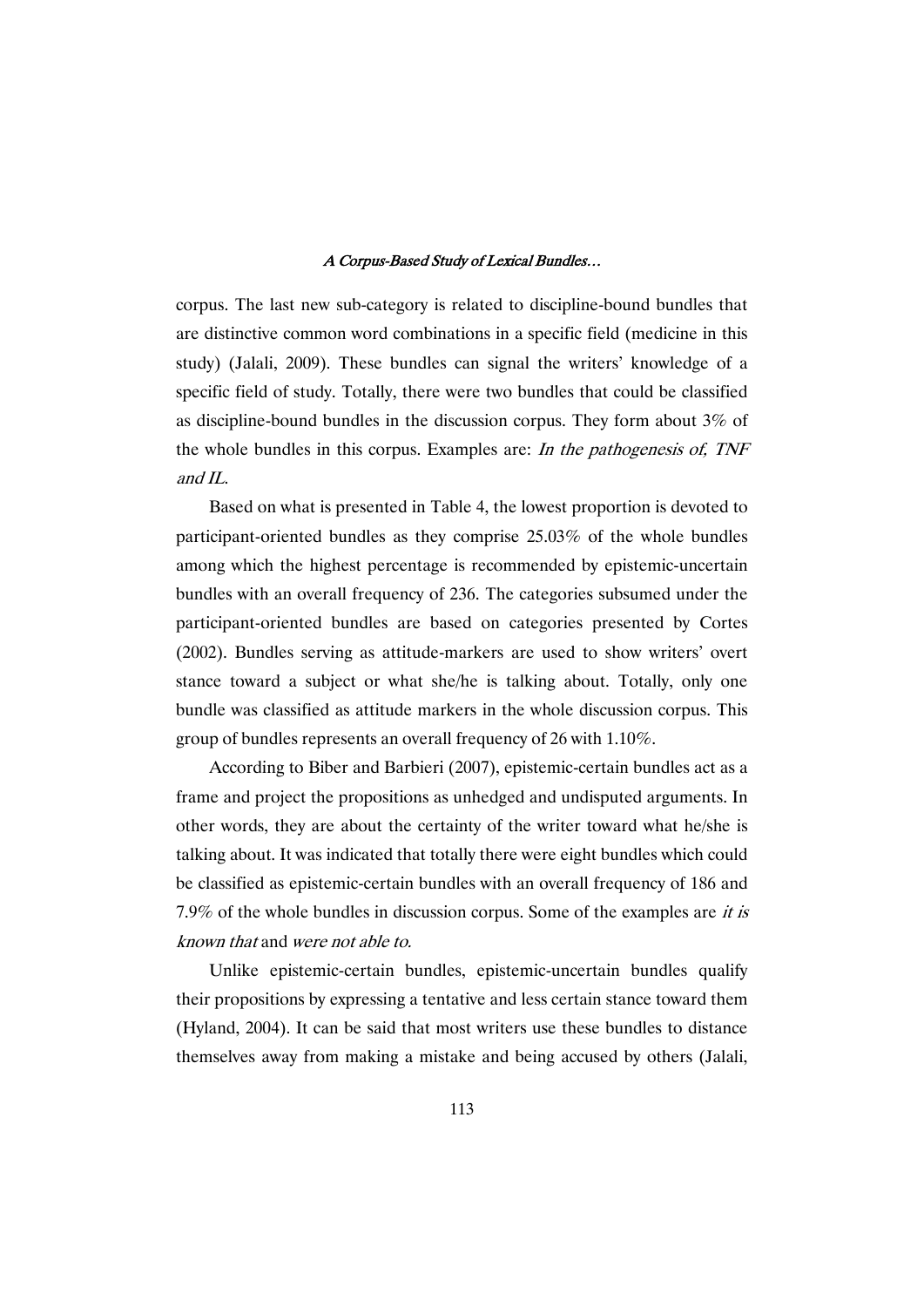corpus. The last new sub-category is related to discipline-bound bundles that are distinctive common word combinations in a specific field (medicine in this study) (Jalali, 2009). These bundles can signal the writers' knowledge of a specific field of study. Totally, there were two bundles that could be classified as discipline-bound bundles in the discussion corpus. They form about 3% of the whole bundles in this corpus. Examples are: *In the pathogenesis of, TNF and IL.*

Based on what is presented in Table 4, the lowest proportion is devoted to participant-oriented bundles as they comprise 25.03% of the whole bundles among which the highest percentage is recommended by epistemic-uncertain bundles with an overall frequency of 236. The categories subsumed under the participant-oriented bundles are based on categories presented by Cortes (2002). Bundles serving as attitude-markers are used to show writers' overt stance toward a subject or what she/he is talking about. Totally, only one bundle was classified as attitude markers in the whole discussion corpus. This group of bundles represents an overall frequency of 26 with 1.10%.

According to Biber and Barbieri (2007), epistemic-certain bundles act as a frame and project the propositions as unhedged and undisputed arguments. In other words, they are about the certainty of the writer toward what he/she is talking about. It was indicated that totally there were eight bundles which could be classified as epistemic-certain bundles with an overall frequency of 186 and 7.9% of the whole bundles in discussion corpus. Some of the examples are *it is known that* and *were not able to.*

Unlike epistemic-certain bundles, epistemic-uncertain bundles qualify their propositions by expressing a tentative and less certain stance toward them (Hyland, 2004). It can be said that most writers use these bundles to distance themselves away from making a mistake and being accused by others (Jalali,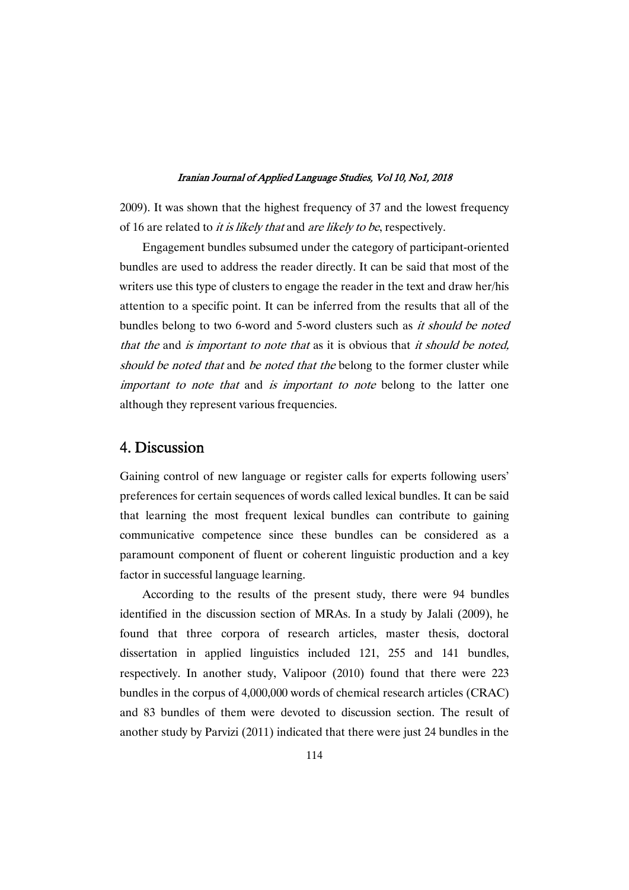2009). It was shown that the highest frequency of 37 and the lowest frequency of 16 are related to *it is likely that* and *are likely to be*, respectively.

Engagement bundles subsumed under the category of participant-oriented bundles are used to address the reader directly. It can be said that most of the writers use this type of clusters to engage the reader in the text and draw her/his attention to a specific point. It can be inferred from the results that all of the bundles belong to two 6-word and 5-word clusters such as *it should be noted that the* and *is important to note that* as it is obvious that *it should be noted, should be noted that* and *be noted that the* belong to the former cluster while *important to note that* and *is important to note* belong to the latter one although they represent various frequencies.

## 4. Discussion

Gaining control of new language or register calls for experts following users' preferences for certain sequences of words called lexical bundles. It can be said that learning the most frequent lexical bundles can contribute to gaining communicative competence since these bundles can be considered as a paramount component of fluent or coherent linguistic production and a key factor in successful language learning.

According to the results of the present study, there were 94 bundles identified in the discussion section of MRAs. In a study by Jalali (2009), he found that three corpora of research articles, master thesis, doctoral dissertation in applied linguistics included 121, 255 and 141 bundles, respectively. In another study, Valipoor (2010) found that there were 223 bundles in the corpus of 4,000,000 words of chemical research articles (CRAC) and 83 bundles of them were devoted to discussion section. The result of another study by Parvizi (2011) indicated that there were just 24 bundles in the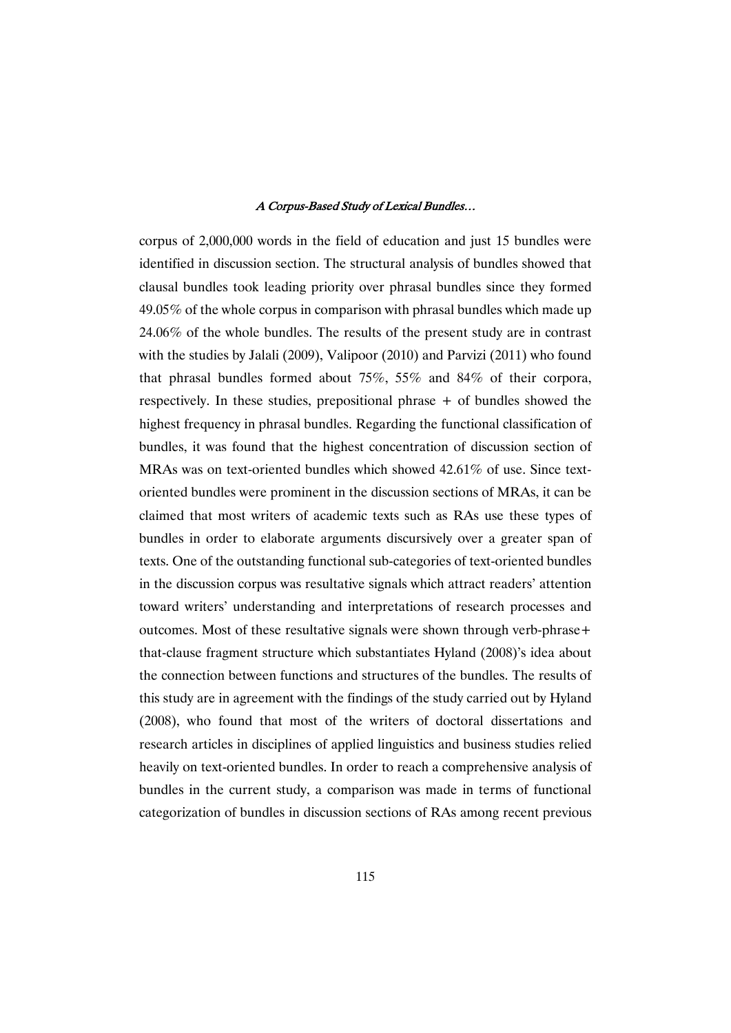corpus of 2,000,000 words in the field of education and just 15 bundles were identified in discussion section. The structural analysis of bundles showed that clausal bundles took leading priority over phrasal bundles since they formed 49.05% of the whole corpus in comparison with phrasal bundles which made up 24.06% of the whole bundles. The results of the present study are in contrast with the studies by Jalali (2009), Valipoor (2010) and Parvizi (2011) who found that phrasal bundles formed about 75%, 55% and 84% of their corpora, respectively. In these studies, prepositional phrase + of bundles showed the highest frequency in phrasal bundles. Regarding the functional classification of bundles, it was found that the highest concentration of discussion section of MRAs was on text-oriented bundles which showed 42.61% of use. Since text-oriented bundles were prominent in the discussion sections of MRAs, it can be claimed that most writers of academic texts such as RAs use these types of bundles in order to elaborate arguments discursively over a greater span of texts. One of the outstanding functional sub-categories of text-oriented bundles in the discussion corpus was resultative signals which attract readers' attention toward writers' understanding and interpretations of research processes and outcomes. Most of these resultative signals were shown through verb-phrase+ that-clause fragment structure which substantiates Hyland (2008)'s idea about the connection between functions and structures of the bundles. The results of this study are in agreement with the findings of the study carried out by Hyland (2008), who found that most of the writers of doctoral dissertations and research articles in disciplines of applied linguistics and business studies relied heavily on text-oriented bundles. In order to reach a comprehensive analysis of bundles in the current study, a comparison was made in terms of functional categorization of bundles in discussion sections of RAs among recent previous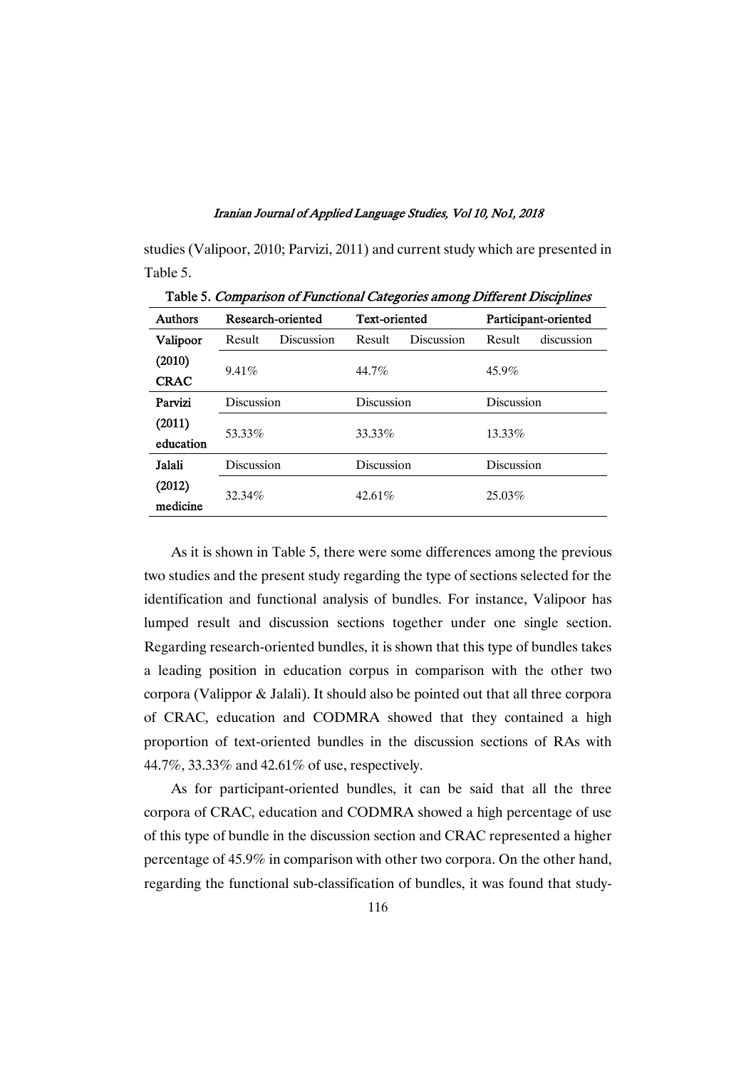studies (Valipoor, 2010; Parvizi, 2011) and current study which are presented in Table 5.

Table 5. *Comparison of Functional Categories among Different Disciplines*

| Authors | Research-oriented | | Text-oriented | | Participant-oriented | |
|---|---|---|---|---|---|---|
| **Valipoor (2010) CRAC** | Result | Discussion | Result | Discussion | Result | discussion |
| | 9.41% | | 44.7% | | 45.9% | |
| **Parvizi (2011) education** | Discussion | | Discussion | | Discussion | |
| | 53.33% | | 33.33% | | 13.33% | |
| **Jalali (2012) medicine** | Discussion | | Discussion | | Discussion | |
| | 32.34% | | 42.61% | | 25.03% | |

As it is shown in Table 5, there were some differences among the previous two studies and the present study regarding the type of sections selected for the identification and functional analysis of bundles. For instance, Valipoor has lumped result and discussion sections together under one single section. Regarding research-oriented bundles, it is shown that this type of bundles takes a leading position in education corpus in comparison with the other two corpora (Valippor & Jalali). It should also be pointed out that all three corpora of CRAC, education and CODMRA showed that they contained a high proportion of text-oriented bundles in the discussion sections of RAs with 44.7%, 33.33% and 42.61% of use, respectively.

As for participant-oriented bundles, it can be said that all the three corpora of CRAC, education and CODMRA showed a high percentage of use of this type of bundle in the discussion section and CRAC represented a higher percentage of 45.9% in comparison with other two corpora. On the other hand, regarding the functional sub-classification of bundles, it was found that study-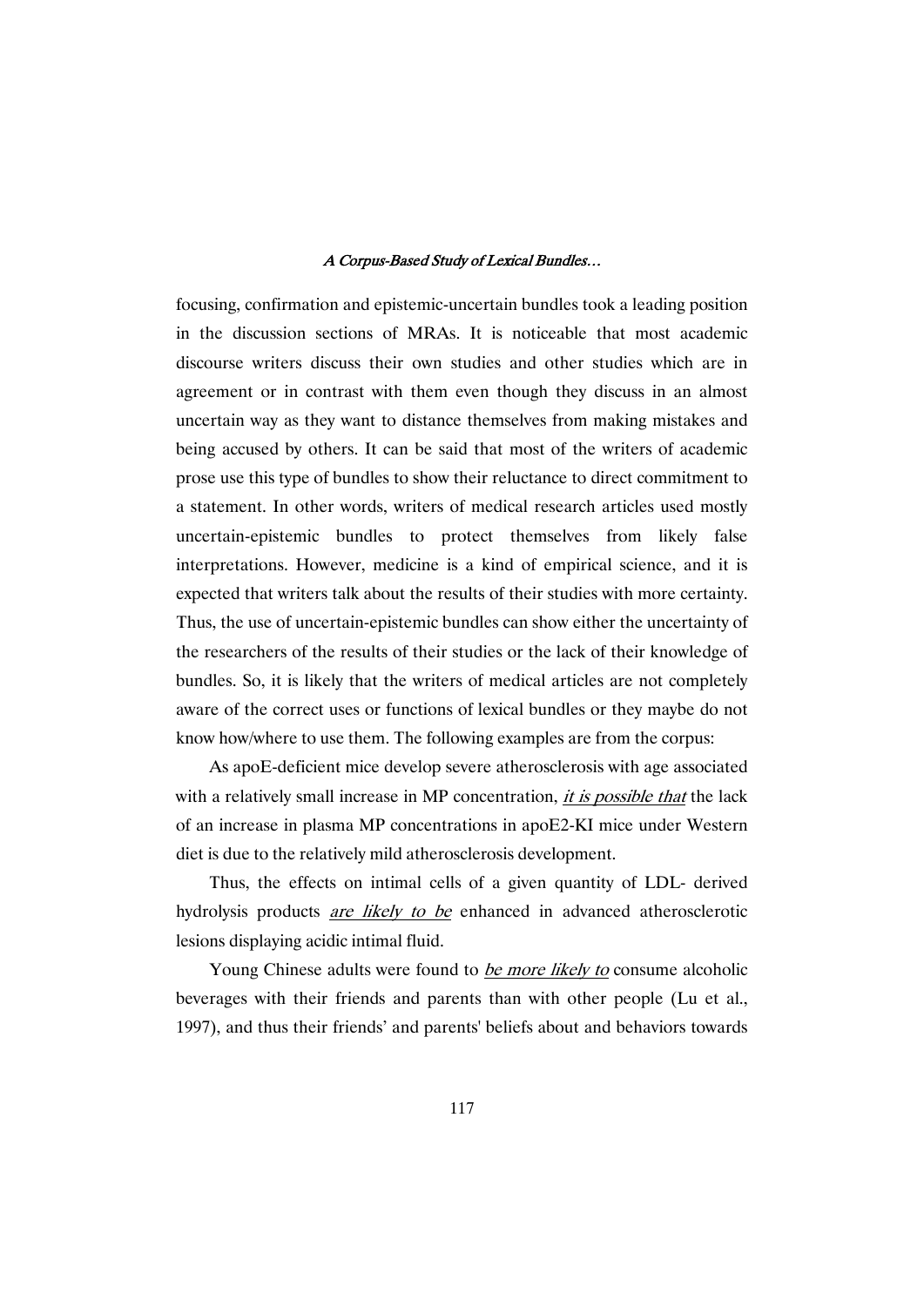focusing, confirmation and epistemic-uncertain bundles took a leading position in the discussion sections of MRAs. It is noticeable that most academic discourse writers discuss their own studies and other studies which are in agreement or in contrast with them even though they discuss in an almost uncertain way as they want to distance themselves from making mistakes and being accused by others. It can be said that most of the writers of academic prose use this type of bundles to show their reluctance to direct commitment to a statement. In other words, writers of medical research articles used mostly uncertain-epistemic bundles to protect themselves from likely false interpretations. However, medicine is a kind of empirical science, and it is expected that writers talk about the results of their studies with more certainty. Thus, the use of uncertain-epistemic bundles can show either the uncertainty of the researchers of the results of their studies or the lack of their knowledge of bundles. So, it is likely that the writers of medical articles are not completely aware of the correct uses or functions of lexical bundles or they maybe do not know how/where to use them. The following examples are from the corpus:

As apoE-deficient mice develop severe atherosclerosis with age associated with a relatively small increase in MP concentration, *it is possible that* the lack of an increase in plasma MP concentrations in apoE2-KI mice under Western diet is due to the relatively mild atherosclerosis development.

Thus, the effects on intimal cells of a given quantity of LDL- derived hydrolysis products *are likely to be* enhanced in advanced atherosclerotic lesions displaying acidic intimal fluid.

Young Chinese adults were found to *be more likely to* consume alcoholic beverages with their friends and parents than with other people (Lu et al., 1997), and thus their friends' and parents' beliefs about and behaviors towards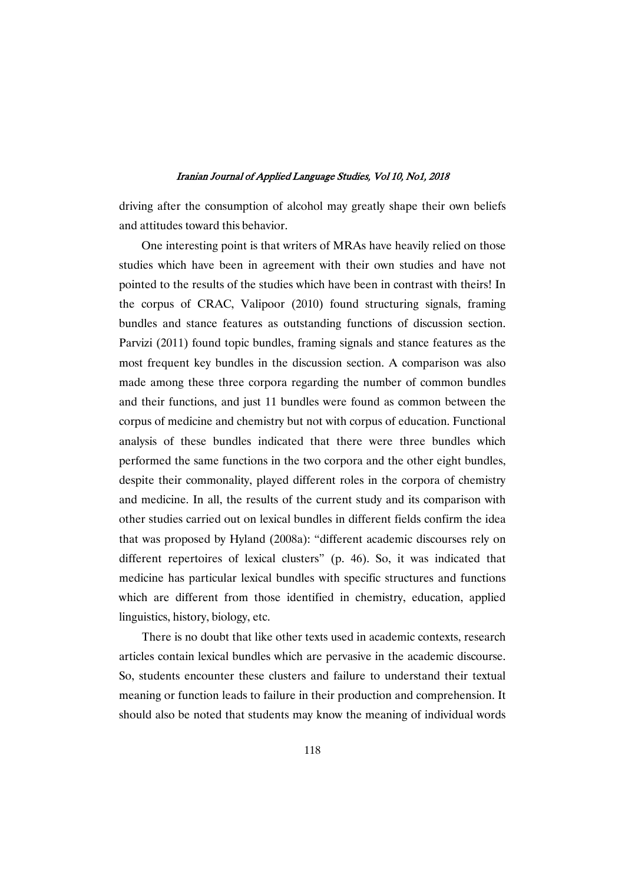driving after the consumption of alcohol may greatly shape their own beliefs and attitudes toward this behavior.

One interesting point is that writers of MRAs have heavily relied on those studies which have been in agreement with their own studies and have not pointed to the results of the studies which have been in contrast with theirs! In the corpus of CRAC, Valipoor (2010) found structuring signals, framing bundles and stance features as outstanding functions of discussion section. Parvizi (2011) found topic bundles, framing signals and stance features as the most frequent key bundles in the discussion section. A comparison was also made among these three corpora regarding the number of common bundles and their functions, and just 11 bundles were found as common between the corpus of medicine and chemistry but not with corpus of education. Functional analysis of these bundles indicated that there were three bundles which performed the same functions in the two corpora and the other eight bundles, despite their commonality, played different roles in the corpora of chemistry and medicine. In all, the results of the current study and its comparison with other studies carried out on lexical bundles in different fields confirm the idea that was proposed by Hyland (2008a): "different academic discourses rely on different repertoires of lexical clusters" (p. 46). So, it was indicated that medicine has particular lexical bundles with specific structures and functions which are different from those identified in chemistry, education, applied linguistics, history, biology, etc.

There is no doubt that like other texts used in academic contexts, research articles contain lexical bundles which are pervasive in the academic discourse. So, students encounter these clusters and failure to understand their textual meaning or function leads to failure in their production and comprehension. It should also be noted that students may know the meaning of individual words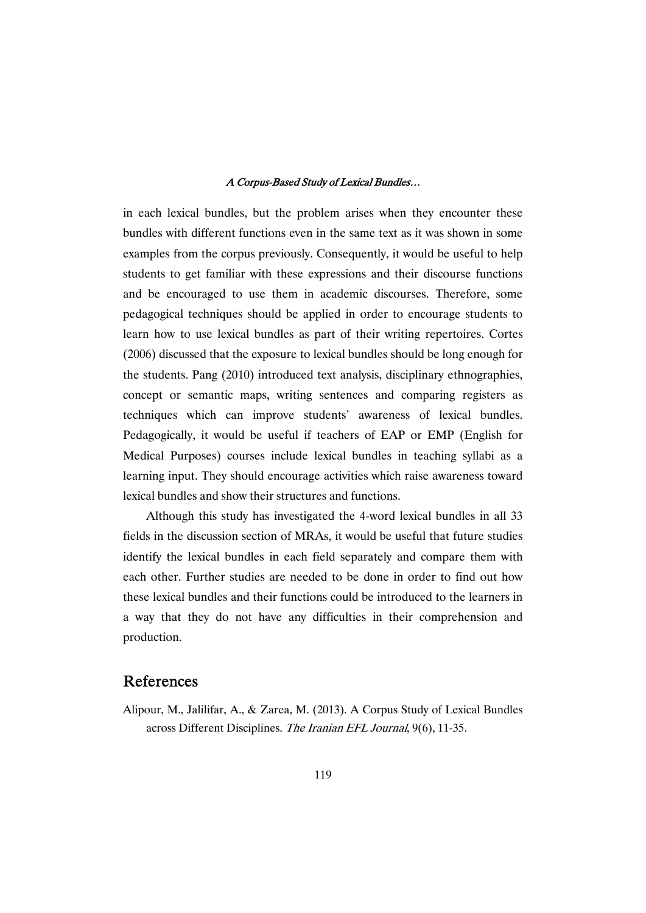in each lexical bundles, but the problem arises when they encounter these bundles with different functions even in the same text as it was shown in some examples from the corpus previously. Consequently, it would be useful to help students to get familiar with these expressions and their discourse functions and be encouraged to use them in academic discourses. Therefore, some pedagogical techniques should be applied in order to encourage students to learn how to use lexical bundles as part of their writing repertoires. Cortes (2006) discussed that the exposure to lexical bundles should be long enough for the students. Pang (2010) introduced text analysis, disciplinary ethnographies, concept or semantic maps, writing sentences and comparing registers as techniques which can improve students' awareness of lexical bundles. Pedagogically, it would be useful if teachers of EAP or EMP (English for Medical Purposes) courses include lexical bundles in teaching syllabi as a learning input. They should encourage activities which raise awareness toward lexical bundles and show their structures and functions.

Although this study has investigated the 4-word lexical bundles in all 33 fields in the discussion section of MRAs, it would be useful that future studies identify the lexical bundles in each field separately and compare them with each other. Further studies are needed to be done in order to find out how these lexical bundles and their functions could be introduced to the learners in a way that they do not have any difficulties in their comprehension and production.

## References

Alipour, M., Jalilifar, A., & Zarea, M. (2013). A Corpus Study of Lexical Bundles across Different Disciplines. *The Iranian EFL Journal*, 9(6), 11-35.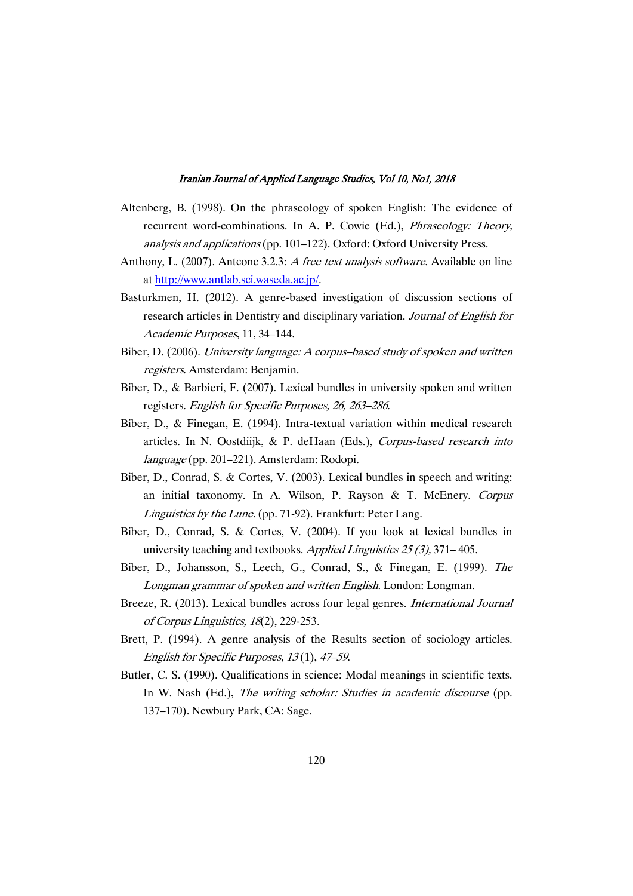Altenberg, B. (1998). On the phraseology of spoken English: The evidence of recurrent word-combinations. In A. P. Cowie (Ed.), *Phraseology: Theory, analysis and applications* (pp. 101–122). Oxford: Oxford University Press.

Anthony, L. (2007). Antconc 3.2.3: *A free text analysis software*. Available on line at http://www.antlab.sci.waseda.ac.jp/.

Basturkmen, H. (2012). A genre-based investigation of discussion sections of research articles in Dentistry and disciplinary variation. *Journal of English for Academic Purposes*, 11, 34–144.

Biber, D. (2006). *University language: A corpus–based study of spoken and written registers*. Amsterdam: Benjamin.

Biber, D., & Barbieri, F. (2007). Lexical bundles in university spoken and written registers. *English for Specific Purposes, 26, 263–286*.

Biber, D., & Finegan, E. (1994). Intra-textual variation within medical research articles. In N. Oostdiijk, & P. deHaan (Eds.), *Corpus-based research into language* (pp. 201–221). Amsterdam: Rodopi.

Biber, D., Conrad, S. & Cortes, V. (2003). Lexical bundles in speech and writing: an initial taxonomy. In A. Wilson, P. Rayson & T. McEnery. *Corpus Linguistics by the Lune.* (pp. 71-92). Frankfurt: Peter Lang.

Biber, D., Conrad, S. & Cortes, V. (2004). If you look at lexical bundles in university teaching and textbooks. *Applied Linguistics 25 (3),* 371– 405.

Biber, D., Johansson, S., Leech, G., Conrad, S., & Finegan, E. (1999). *The Longman grammar of spoken and written English*. London: Longman.

Breeze, R. (2013). Lexical bundles across four legal genres. *International Journal of Corpus Linguistics, 18*(2), 229-253.

Brett, P. (1994). A genre analysis of the Results section of sociology articles. *English for Specific Purposes, 13* (1), *47–59*.

Butler, C. S. (1990). Qualifications in science: Modal meanings in scientific texts. In W. Nash (Ed.), *The writing scholar: Studies in academic discourse* (pp. 137–170). Newbury Park, CA: Sage.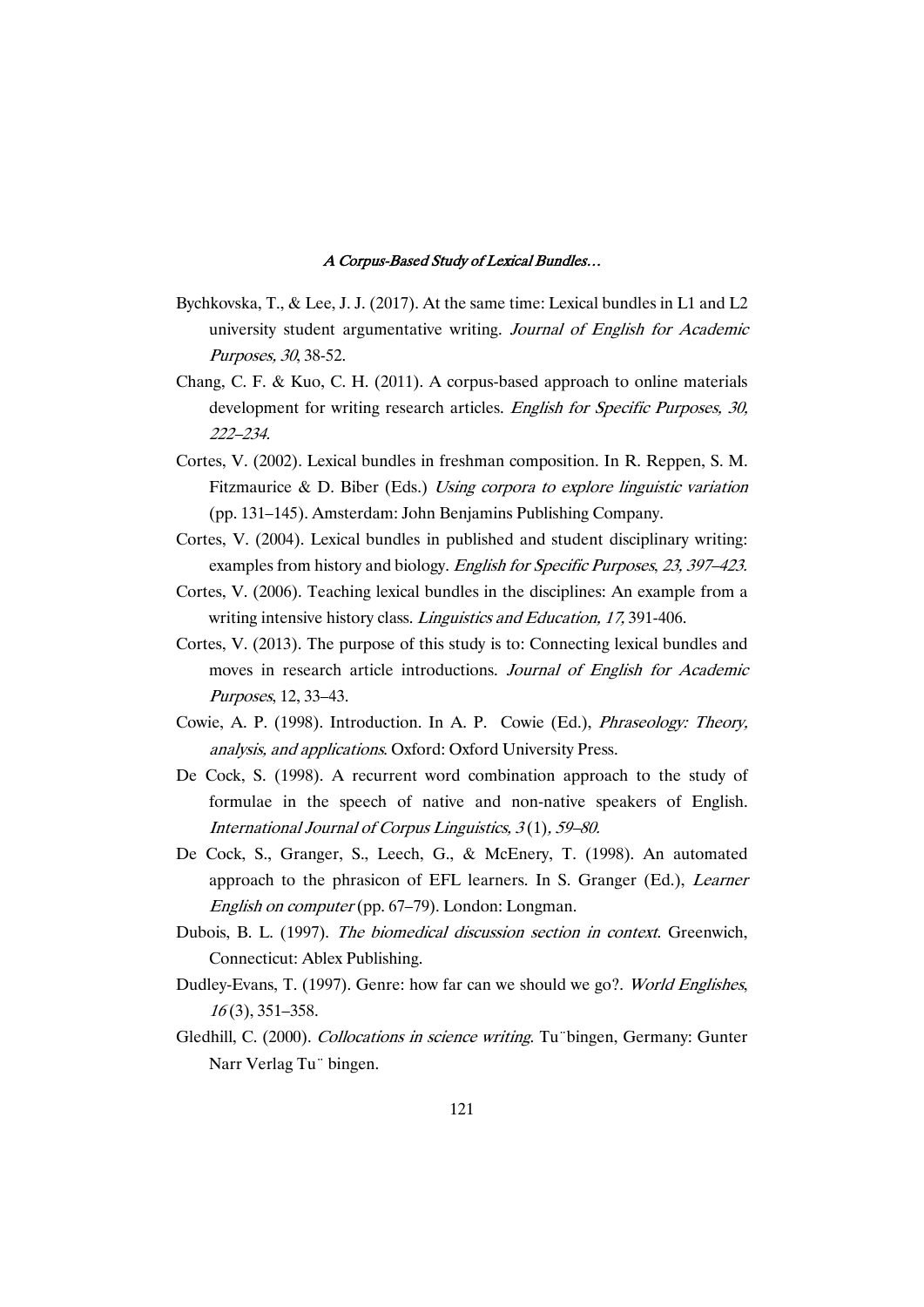Bychkovska, T., & Lee, J. J. (2017). At the same time: Lexical bundles in L1 and L2 university student argumentative writing. *Journal of English for Academic Purposes, 30*, 38-52.

Chang, C. F. & Kuo, C. H. (2011). A corpus-based approach to online materials development for writing research articles. *English for Specific Purposes, 30, 222–234.*

Cortes, V. (2002). Lexical bundles in freshman composition. In R. Reppen, S. M. Fitzmaurice & D. Biber (Eds.) *Using corpora to explore linguistic variation* (pp. 131–145). Amsterdam: John Benjamins Publishing Company.

Cortes, V. (2004). Lexical bundles in published and student disciplinary writing: examples from history and biology. *English for Specific Purposes, 23, 397–423.*

Cortes, V. (2006). Teaching lexical bundles in the disciplines: An example from a writing intensive history class. *Linguistics and Education, 17,* 391-406.

Cortes, V. (2013). The purpose of this study is to: Connecting lexical bundles and moves in research article introductions. *Journal of English for Academic Purposes*, 12, 33–43.

Cowie, A. P. (1998). Introduction. In A. P. Cowie (Ed.), *Phraseology: Theory, analysis, and applications*. Oxford: Oxford University Press.

De Cock, S. (1998). A recurrent word combination approach to the study of formulae in the speech of native and non-native speakers of English. *International Journal of Corpus Linguistics, 3* (1)*, 59–80.*

De Cock, S., Granger, S., Leech, G., & McEnery, T. (1998). An automated approach to the phrasicon of EFL learners. In S. Granger (Ed.), *Learner English on computer* (pp. 67–79). London: Longman.

Dubois, B. L. (1997). *The biomedical discussion section in context*. Greenwich, Connecticut: Ablex Publishing.

Dudley-Evans, T. (1997). Genre: how far can we should we go?. *World Englishes, 16* (3), 351–358.

Gledhill, C. (2000). *Collocations in science writing*. Tu¨bingen, Germany: Gunter Narr Verlag Tu¨ bingen.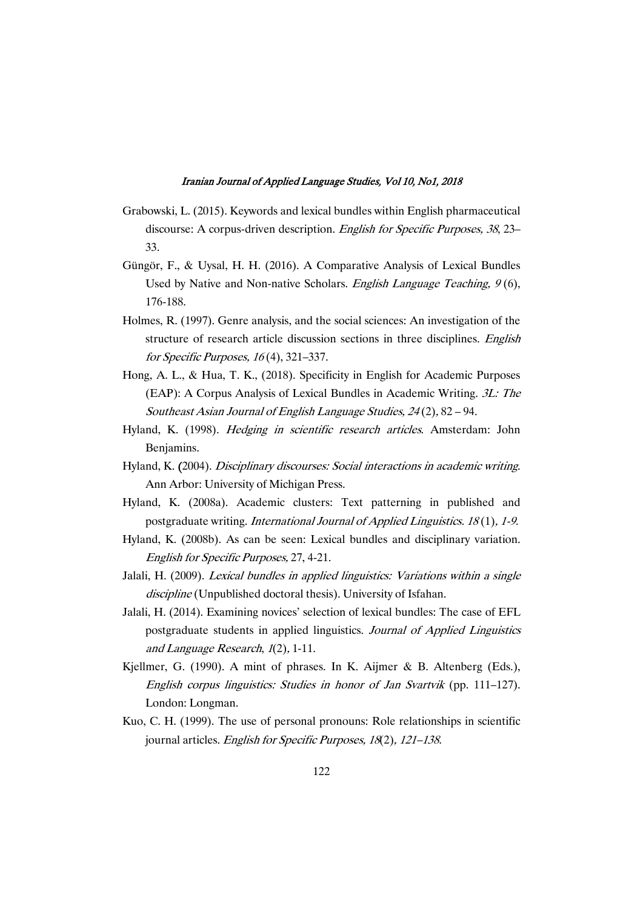Grabowski, L. (2015). Keywords and lexical bundles within English pharmaceutical discourse: A corpus-driven description. *English for Specific Purposes, 38*, 23–33.

Güngör, F., & Uysal, H. H. (2016). A Comparative Analysis of Lexical Bundles Used by Native and Non-native Scholars. *English Language Teaching, 9* (6), 176-188.

Holmes, R. (1997). Genre analysis, and the social sciences: An investigation of the structure of research article discussion sections in three disciplines. *English for Specific Purposes, 16* (4), 321–337.

Hong, A. L., & Hua, T. K., (2018). Specificity in English for Academic Purposes (EAP): A Corpus Analysis of Lexical Bundles in Academic Writing. *3L: The Southeast Asian Journal of English Language Studies, 24* (2), 82 – 94.

Hyland, K. (1998). *Hedging in scientific research articles*. Amsterdam: John Benjamins.

Hyland, K. (2004). *Disciplinary discourses: Social interactions in academic writing*. Ann Arbor: University of Michigan Press.

Hyland, K. (2008a). Academic clusters: Text patterning in published and postgraduate writing. *International Journal of Applied Linguistics. 18* (1), *1-9.*

Hyland, K. (2008b). As can be seen: Lexical bundles and disciplinary variation. *English for Specific Purposes,* 27, 4-21.

Jalali, H. (2009). *Lexical bundles in applied linguistics: Variations within a single discipline* (Unpublished doctoral thesis). University of Isfahan.

Jalali, H. (2014). Examining novices' selection of lexical bundles: The case of EFL postgraduate students in applied linguistics. *Journal of Applied Linguistics and Language Research, 1*(2), 1-11.

Kjellmer, G. (1990). A mint of phrases. In K. Aijmer & B. Altenberg (Eds.), *English corpus linguistics: Studies in honor of Jan Svartvik* (pp. 111–127). London: Longman.

Kuo, C. H. (1999). The use of personal pronouns: Role relationships in scientific journal articles. *English for Specific Purposes, 18*(2), *121–138.*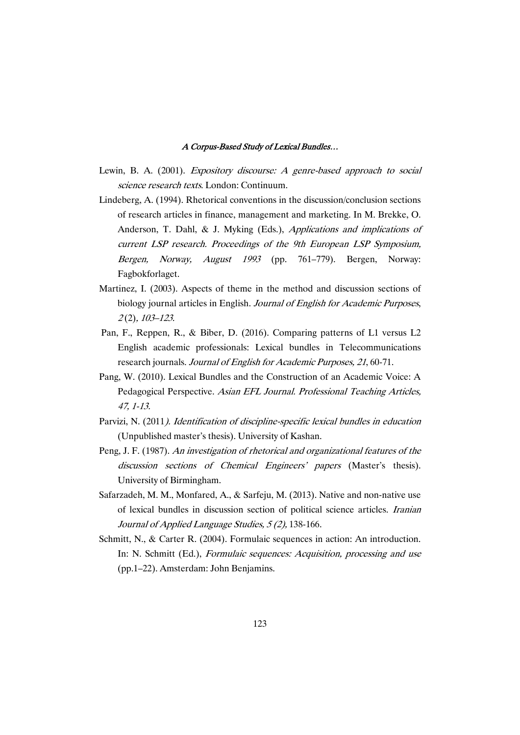Lewin, B. A. (2001). *Expository discourse: A genre-based approach to social science research texts*. London: Continuum.

Lindeberg, A. (1994). Rhetorical conventions in the discussion/conclusion sections of research articles in finance, management and marketing. In M. Brekke, O. Anderson, T. Dahl, & J. Myking (Eds.), *Applications and implications of current LSP research. Proceedings of the 9th European LSP Symposium, Bergen, Norway, August 1993* (pp. 761–779). Bergen, Norway: Fagbokforlaget.

Martinez, I. (2003). Aspects of theme in the method and discussion sections of biology journal articles in English. *Journal of English for Academic Purposes*, *2* (2), *103–123*.

Pan, F., Reppen, R., & Biber, D. (2016). Comparing patterns of L1 versus L2 English academic professionals: Lexical bundles in Telecommunications research journals. *Journal of English for Academic Purposes, 21*, 60-71.

Pang, W. (2010). Lexical Bundles and the Construction of an Academic Voice: A Pedagogical Perspective. *Asian EFL Journal. Professional Teaching Articles, 47, 1-13*.

Parvizi, N. (2011*). Identification of discipline-specific lexical bundles in education* (Unpublished master's thesis). University of Kashan.

Peng, J. F. (1987). *An investigation of rhetorical and organizational features of the discussion sections of Chemical Engineers' papers* (Master's thesis). University of Birmingham.

Safarzadeh, M. M., Monfared, A., & Sarfeju, M. (2013). Native and non-native use of lexical bundles in discussion section of political science articles. *Iranian Journal of Applied Language Studies, 5 (2),* 138-166.

Schmitt, N., & Carter R. (2004). Formulaic sequences in action: An introduction. In: N. Schmitt (Ed.), *Formulaic sequences: Acquisition, processing and use* (pp.1–22). Amsterdam: John Benjamins.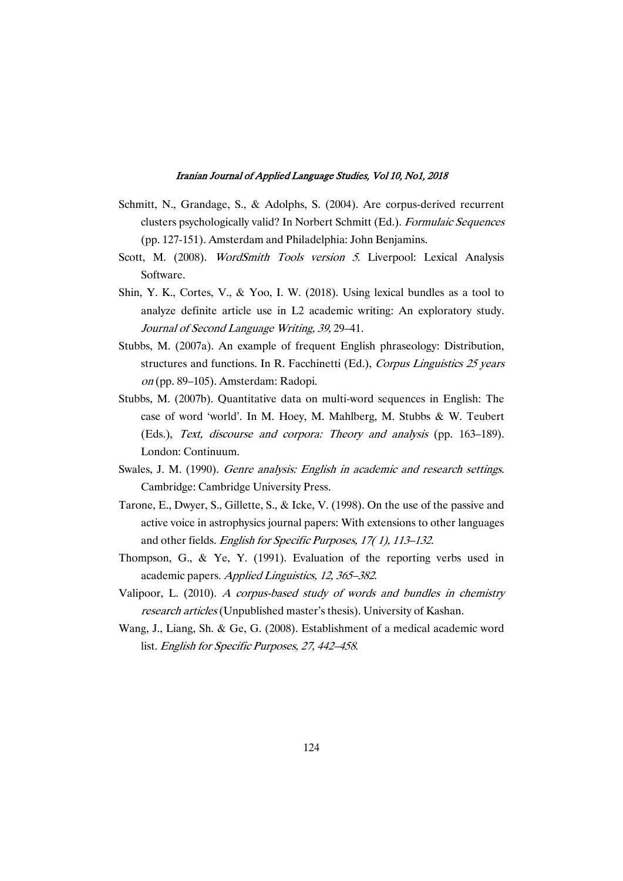Schmitt, N., Grandage, S., & Adolphs, S. (2004). Are corpus-derived recurrent clusters psychologically valid? In Norbert Schmitt (Ed.). *Formulaic Sequences* (pp. 127-151). Amsterdam and Philadelphia: John Benjamins.

Scott, M. (2008). *WordSmith Tools version 5*. Liverpool: Lexical Analysis Software.

Shin, Y. K., Cortes, V., & Yoo, I. W. (2018). Using lexical bundles as a tool to analyze definite article use in L2 academic writing: An exploratory study. *Journal of Second Language Writing, 39*, 29–41.

Stubbs, M. (2007a). An example of frequent English phraseology: Distribution, structures and functions. In R. Facchinetti (Ed.), *Corpus Linguistics 25 years on* (pp. 89–105). Amsterdam: Radopi.

Stubbs, M. (2007b). Quantitative data on multi-word sequences in English: The case of word 'world'. In M. Hoey, M. Mahlberg, M. Stubbs & W. Teubert (Eds.), *Text, discourse and corpora: Theory and analysis* (pp. 163–189). London: Continuum.

Swales, J. M. (1990). *Genre analysis: English in academic and research settings*. Cambridge: Cambridge University Press.

Tarone, E., Dwyer, S., Gillette, S., & Icke, V. (1998). On the use of the passive and active voice in astrophysics journal papers: With extensions to other languages and other fields. *English for Specific Purposes, 17( 1), 113–132.*

Thompson, G., & Ye, Y. (1991). Evaluation of the reporting verbs used in academic papers. *Applied Linguistics, 12, 365–382.*

Valipoor, L. (2010). *A corpus-based study of words and bundles in chemistry research articles* (Unpublished master's thesis). University of Kashan.

Wang, J., Liang, Sh. & Ge, G. (2008). Establishment of a medical academic word list. *English for Specific Purposes, 27, 442–458.*